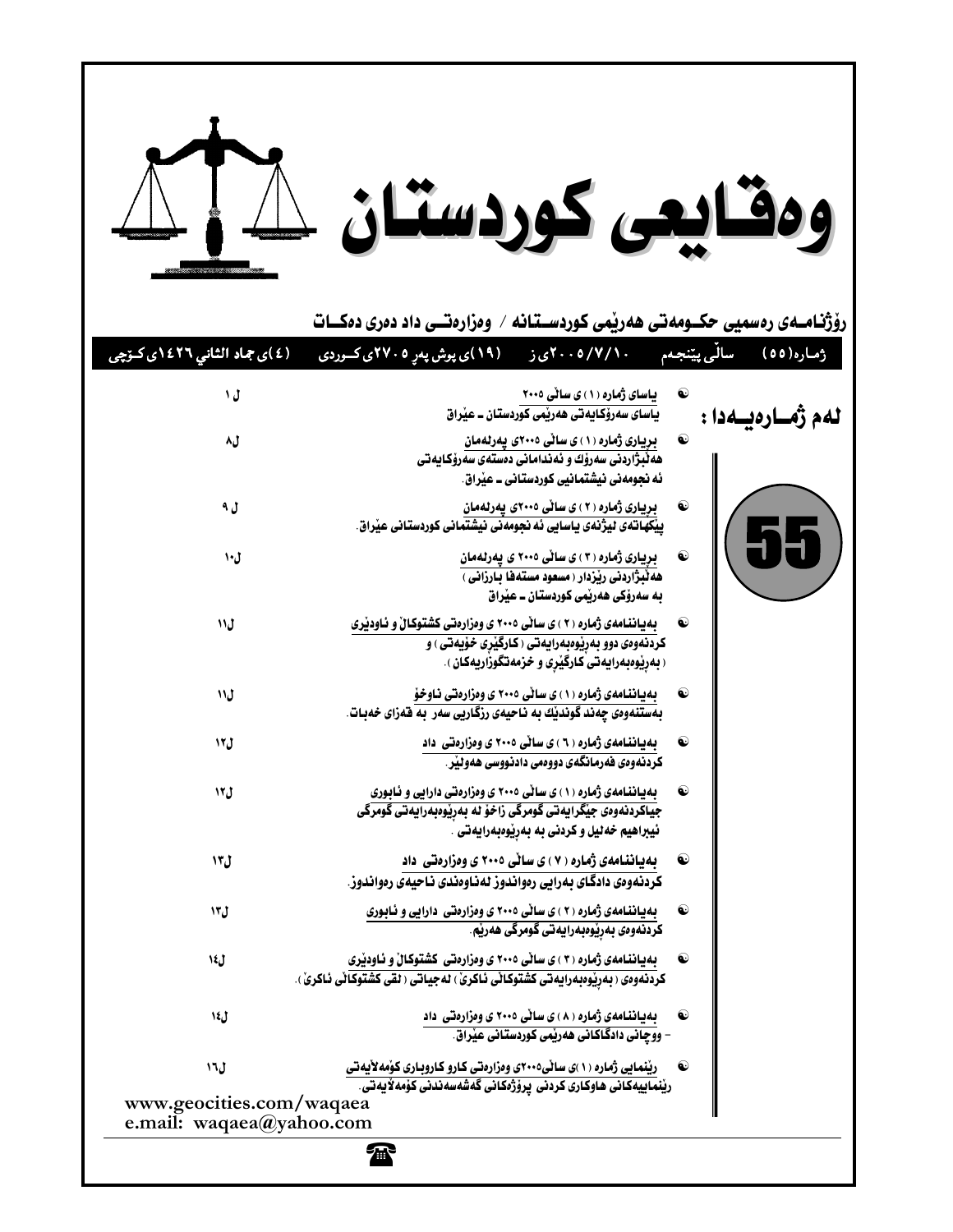# وەقـایعی کوردستـان

رۆژنامـەی رەسمیی حکـومەتی هەرێمی کوردسـتانە / وەزارەتـی داد دەری دەکـات

ژمـارە(٥٥) سالّی پێنجەم ٢٠٠٥/٧/١٠ی ز (١٩)ی پوش پەڕ ٢٧٠٥ی کـوردی (٤)ی جماد الثانی ١٤٢٦ی کـۆچی

## لەم ژمـارەیـەدا :

**55**

- **یاسای ژمارە (١) ی ساڵی ٢٠٠٥** — ل ١
  یاسای سەرۆکایەتی هەرێمی کوردستان ـ عێراق
- **بڕیاری ژمارە (١) ی ساڵی ٢٠٠٥ی پەرلەمان** — ل٨
  هەڵبژاردنی سەرۆك و ئەندامانی دەستەی سەرۆکایەتی ئەنجومەنی نیشتمانیی کوردستانی ـ عێراق.
- **بڕیاری ژمارە (٢) ی ساڵی ٢٠٠٥ی پەرلەمان** — ل ٩
  پێکهاتەی لیژنەی یاسایی ئەنجومەنی نیشتمانی کوردستانی عێراق.
- **بڕیاری ژمارە (٣) ی ساڵی ٢٠٠٥ ی پەرلەمان** — ل١٠
  هەڵبژاردنی رێزدار (مسعود مستەفا بارزانی) بە سەرۆکی هەرێمی کوردستان ـ عێراق
- **بەیاننامەی ژمارە (٢) ی ساڵی ٢٠٠٥ ی وەزارەتی کشتوکاڵ و ئاودێری** — ل١١
  کردنەوەی دوو بەڕێوەبەرایەتی (کارگێڕی خۆیەتی) و (بەڕێوەبەرایەتی کارگێڕی و خزمەتگوزاریەکان).
- **بەیاننامەی ژمارە (١) ی ساڵی ٢٠٠٥ ی وەزارەتی ناوخۆ** — ل١١
  بەستنەوەی چەند گوندێك بە ناحیەی رزگاریی سەر بە قەزای خەبات.
- **بەیاننامەی ژمارە (٦) ی ساڵی ٢٠٠٥ ی وەزارەتی داد** — ل١٢
  کردنەوەی فەرمانگەی دووەمی دادنووسی هەولێر.
- **بەیاننامەی ژمارە (١) ی ساڵی ٢٠٠٥ ی وەزارەتی دارایی و ئابوری** — ل١٢
  جیاکردنەوەی جێگرایەتی گومرگی زاخۆ لە بەڕێوەبەرایەتی گومرگی ئیبراهیم خەلیل و کردنی بە بەڕێوەبەرایەتی.
- **بەیاننامەی ژمارە (٧) ی ساڵی ٢٠٠٥ ی وەزارەتی داد** — ل١٣
  کردنەوەی دادگای بەرایی رەواندوز لەناوەندی ناحیەی رەواندوز.
- **بەیاننامەی ژمارە (٢) ی ساڵی ٢٠٠٥ ی وەزارەتی دارایی و ئابوری** — ل١٣
  کردنەوەی بەڕێوەبەرایەتی گومرگی هەرێم.
- **بەیاننامەی ژمارە (٣) ی ساڵی ٢٠٠٥ ی وەزارەتی کشتوکاڵ و ئاودێری** — ل١٤
  کردنەوەی (بەڕێوەبەرایەتی کشتوکاڵی ئاکرێ) لەجیاتی (لقی کشتوکاڵی ئاکرێ).
- **بەیاننامەی ژمارە (٨) ی ساڵی ٢٠٠٥ ی وەزارەتی داد** — ل١٤
  - ووچانی دادگاکانی هەرێمی کوردستانی عێراق.
- **رێنمایی ژمارە (١)ی ساڵی٢٠٠٥ی وەزارەتی کارو کاروباری کۆمەڵایەتی** — ل١٦
  رێنماییەکانی هاوکاری کردنی پرۆژەکانی گەشەسەندنی کۆمەڵایەتی.

www.geocities.com/waqaea
e.mail: waqaea@yahoo.com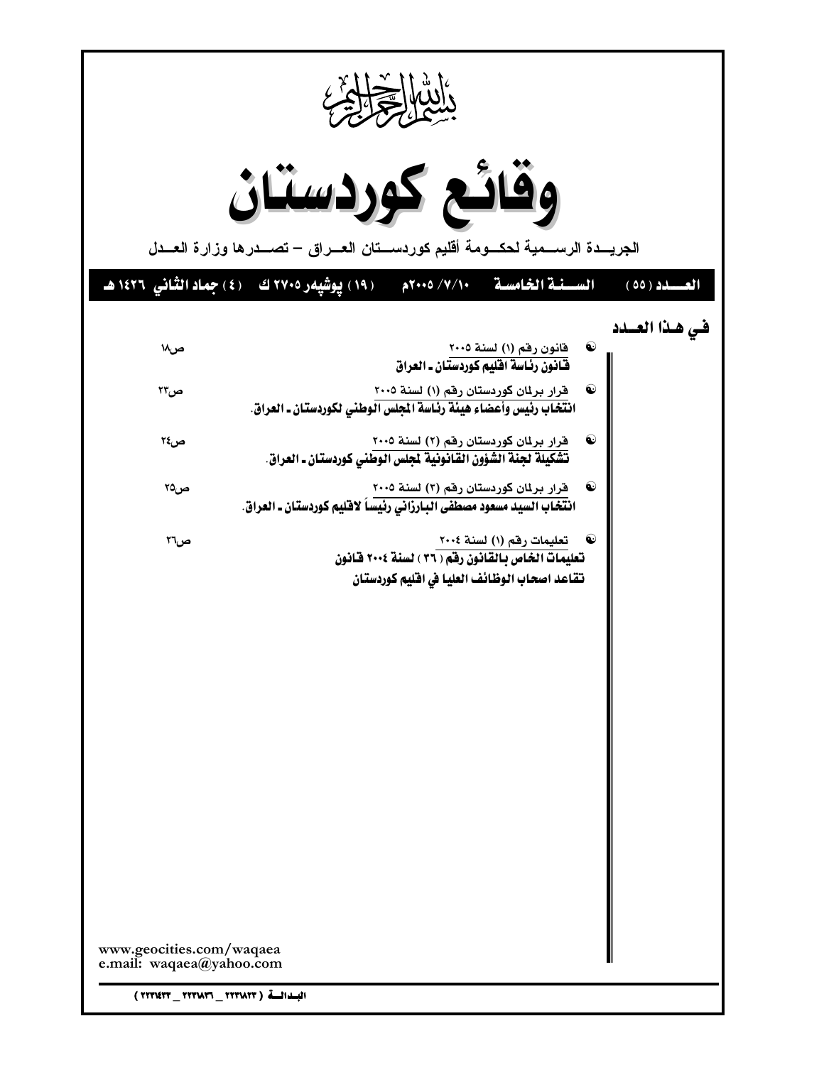بسم الله الرحمن الرحيم

# وقائع كوردستان

الجريدة الرسمية لحكومة أقليم كوردستان العراق – تصدرها وزارة العدل

**العدد (٥٥)　　السنة الخامسة　　١٠/٧/ ٢٠٠٥م　　(١٩) پوشپەر ٢٧٠٥ ك　　(٤) جماد الثاني ١٤٢٦ هـ**

## في هذا العدد

- قانون رقم (١) لسنة ٢٠٠٥
  **قانون رئاسة اقليم كوردستان ـ العراق**　　ص١٨

- قرار برلمان كوردستان رقم (١) لسنة ٢٠٠٥
  **انتخاب رئيس وأعضاء هيئة رئاسة المجلس الوطني لكوردستان ـ العراق.**　　ص٢٣

- قرار برلمان كوردستان رقم (٢) لسنة ٢٠٠٥
  **تشكيلة لجنة الشؤون القانونية لمجلس الوطني كوردستان ـ العراق.**　　ص٢٤

- قرار برلمان كوردستان رقم (٣) لسنة ٢٠٠٥
  **انتخاب السيد مسعود مصطفى البارزاني رئيساً لاقليم كوردستان ـ العراق.**　　ص٢٥

- تعليمات رقم (١) لسنة ٢٠٠٤
  **تعليمات الخاص بالقانون رقم (٣٦) لسنة ٢٠٠٤ قانون تقاعد اصحاب الوظائف العليا في اقليم كوردستان**　　ص٣٦

www.geocities.com/waqaea
e.mail: waqaea@yahoo.com

البدالة (٢٢٣١٨٢٢ _ ٢٢٣١٨٣٦ _ ٢٢٣١٤٣٣)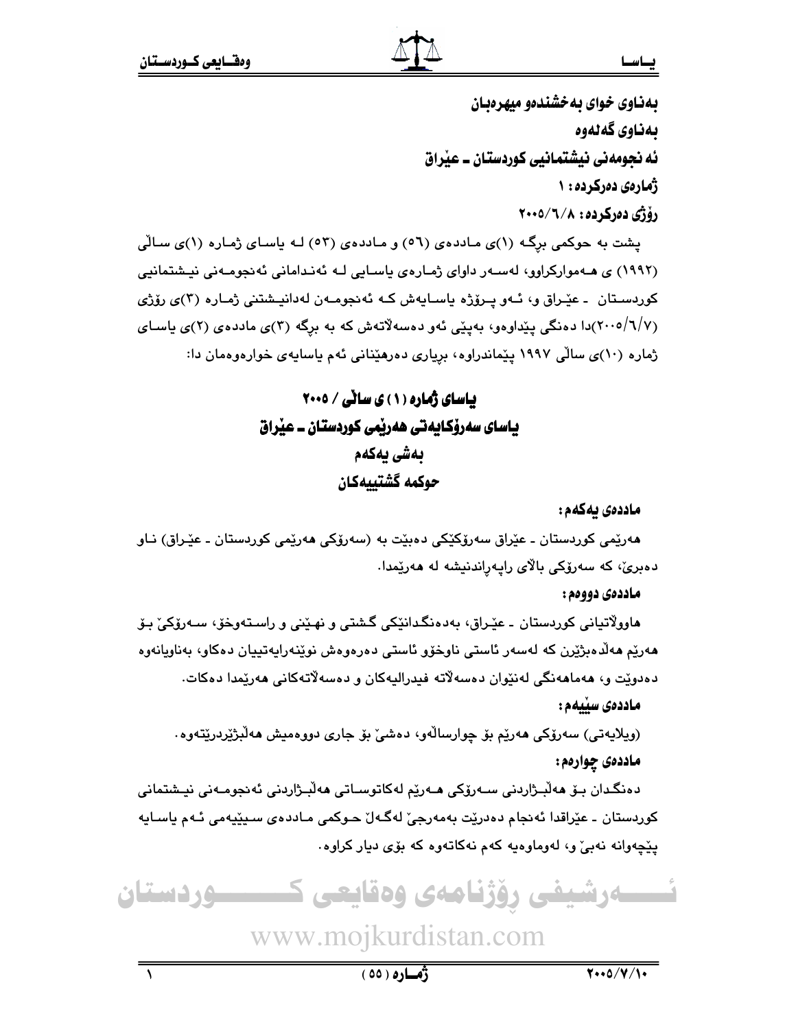بەناوی خوای بەخشندەو میهرەبان

بەناوی گەلەوە

ئەنجومەنی نیشتمانیی کوردستان ـ عێراق

ژمارەی دەرکردە: ١

رۆژی دەرکردە: ٢٠٠٥/٦/٨

پشت بە حوکمی برگـە (١)ی مـاددەی (٥٦) و مـاددەی (٥٣) لـە یاسـای ژمـارە (١)ی سـاڵی (١٩٩٢) ی هـەموارکراوو، لەسـەر داوای ژمـارەی یاسـایی لـە ئەنـدامانی ئەنجومـەنی نیـشتمانیی کوردسـتان ـ عێـراق و، ئـەو پـرۆژە یاسـایەش کـە ئەنجومـەن لەدانیـشتنی ژمـارە (٣)ی رۆژی (٢٠٠٥/٦/٧)دا دەنگی پێداوەو، بەپێی ئەو دەسەڵاتەش کە بە برگە (٣)ی ماددەی (٢)ی یاسـای ژمارە (١٠)ی ساڵی ١٩٩٧ پێماندراوە، بڕیاری دەرهێنانی ئەم یاسایەی خوارەوەمان دا:

# یاسای ژمارە (١) ی ساڵی / ٢٠٠٥

# یاسای سەرۆکایەتی هەرێمی کوردستان ـ عێراق

## بەشی یەکەم

## حوکمە گشتییەکان

**ماددەی یەکەم:**

هەرێمی کوردستان ـ عێراق سەرۆکێکی دەبێت بە (سەرۆکی هەرێمی کوردستان ـ عێـراق) نـاو دەبرێ، کە سەرۆکی باڵای راپەڕاندنیشە لە هەرێمدا.

**ماددەی دووەم:**

هاووڵاتیانی کوردستان ـ عێـراق، بەدەنگدانێکی گشتی و نهێنی و راسـتەوخۆ، سـەرۆکێ بـۆ هەرێم هەڵدەبژێرن کە لەسەر ئاستی ناوخۆو ئاستی دەرەوەش نوێنەرایەتییان دەکاو، بەناویانەوە دەدوێت و، هەماهەنگی لەنێوان دەسەڵاتە فیدرالیەکان و دەسەڵاتەکانی هەرێمدا دەکات.

**ماددەی سێیەم:**

(ویلایەتی) سەرۆکی هەرێم بۆ چوارساڵەو، دەشێ بۆ جاری دووەمیش هەڵبژێردرێتەوە.

**ماددەی چوارەم:**

دەنگدان بـۆ هەڵبـژاردنی سـەرۆکی هـەرێم لەکاتوسـاتی هەڵبـژاردنی ئەنجومـەنی نیـشتمانی کوردستان ـ عێراقدا ئەنجام دەدرێت بەمەرجێ لەگـەڵ حـوکمی مـاددەی سـێیەمی ئـەم یاسـایە پێچەوانە نەبێ و، لەوماوەیە کەم نەکاتەوە کە بۆی دیار کراوە.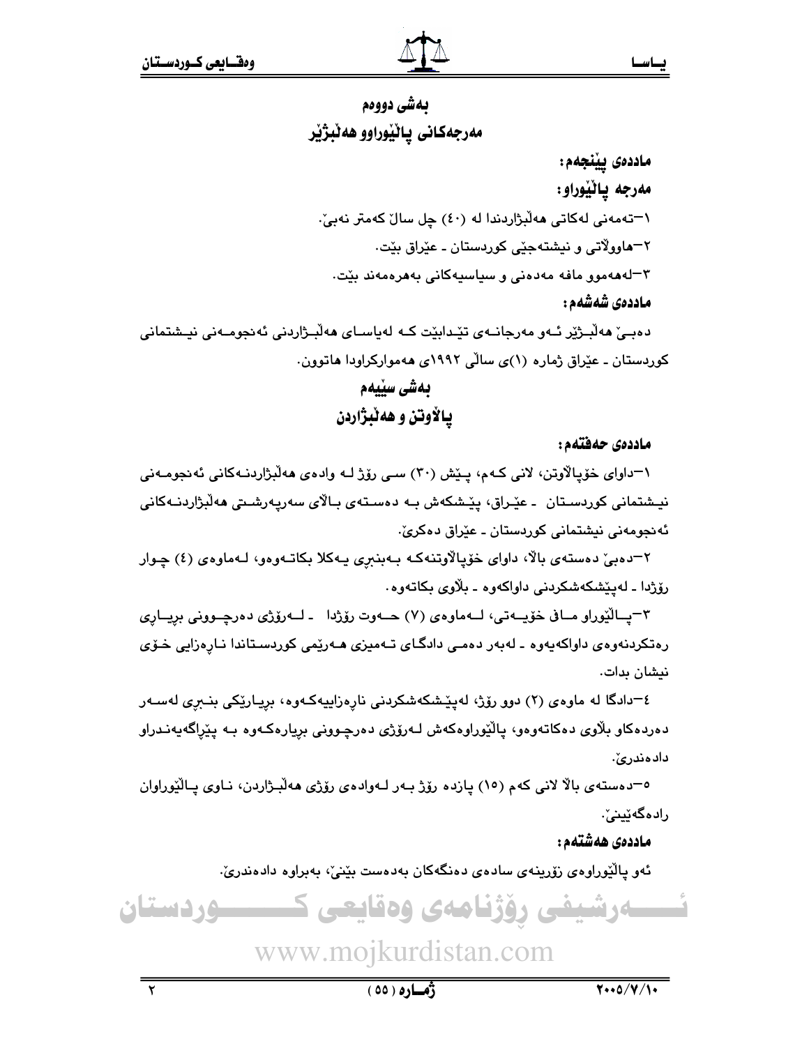## بەشی دووەم

## مەرجەکانی پاڵێوراوو هەڵبژێر

**ماددەی پێنجەم:**

**مەرجە پاڵێوراو:**

١–تەمەنی لەکاتی هەڵبژاردندا لە (٤٠) چل ساڵ کەمتر نەبێ.

٢–هاووڵاتی و نیشتەجێی کوردستان ـ عێراق بێت.

٣–لەهەموو مافە مەدەنی و سیاسیەکانی بەهرەمەند بێت.

**ماددەی شەشەم:**

دەبـێ هەڵبـژێر ئـەو مەرجانـەی تێـدابێت کـە لەیاسـای هەڵبـژاردنی ئەنجومـەنی نیـشتمانی کوردستان ـ عێراق ژمارە (١)ی ساڵی ١٩٩٢ی هەموارکراودا هاتوون.

## بەشی سێیەم

## پاڵاوتن و هەڵبژاردن

**ماددەی حەفتەم:**

١–داوای خۆپاڵاوتن، لانی کـەم، پـێش (٣٠) سـی ڕۆژ لـە وادەی هەڵبژاردنـەکانی ئەنجومـەنی نیـشتمانی کوردسـتان ـ عێـراق، پێـشکەش بـە دەسـتەی بـاڵای سەرپەرشـتی هەڵبژاردنـەکانی ئەنجومەنی نیشتمانی کوردستان ـ عێراق دەکرێ.

٢–دەبێ دەستەی باڵا، داوای خۆپاڵاوتنەکـە بـەبنبڕی یـەکلا بکاتـەوەو، لـەماوەی (٤) چـوار ڕۆژدا ـ لەپێشکەشکردنی داواکەوە ـ بڵاوی بکاتەوە.

٣–پـاڵێوراو مـافی خۆیـەتی، لـەماوەی (٧) حـەوت ڕۆژدا ـ لـەڕۆژی دەرچـوونی بڕیـاری ڕەتکردنەوەی داواکەیەوە ـ لەبەر دەمـی دادگـای تـەمیزی هـەرێمی کوردسـتاندا نـاڕەزایی خـۆی نیشان بدات.

٤–دادگا لە ماوەی (٢) دوو ڕۆژ، لەپێـشکەشکردنی ناڕەزاییەکـەوە، بڕیـارێکی بنـبڕی لەسـەر دەردەکاو بڵاوی دەکاتەوەو، پاڵێوراوەکەش لـەڕۆژی دەرچـوونی بڕیارەکـەوە بـە پێراگەیەنـدراو دادەندرێ.

٥–دەستەی باڵا لانی کەم (١٥) پازدە ڕۆژ بـەر لـەوادەی ڕۆژی هەڵبـژاردن، نـاوی پـاڵێوراوان ڕادەگەیێنێ.

**ماددەی هەشتەم:**

ئەو پاڵێوراوەی زۆرینەی سادەی دەنگەکان بەدەست بێنێ، بەبراوە دادەندرێ.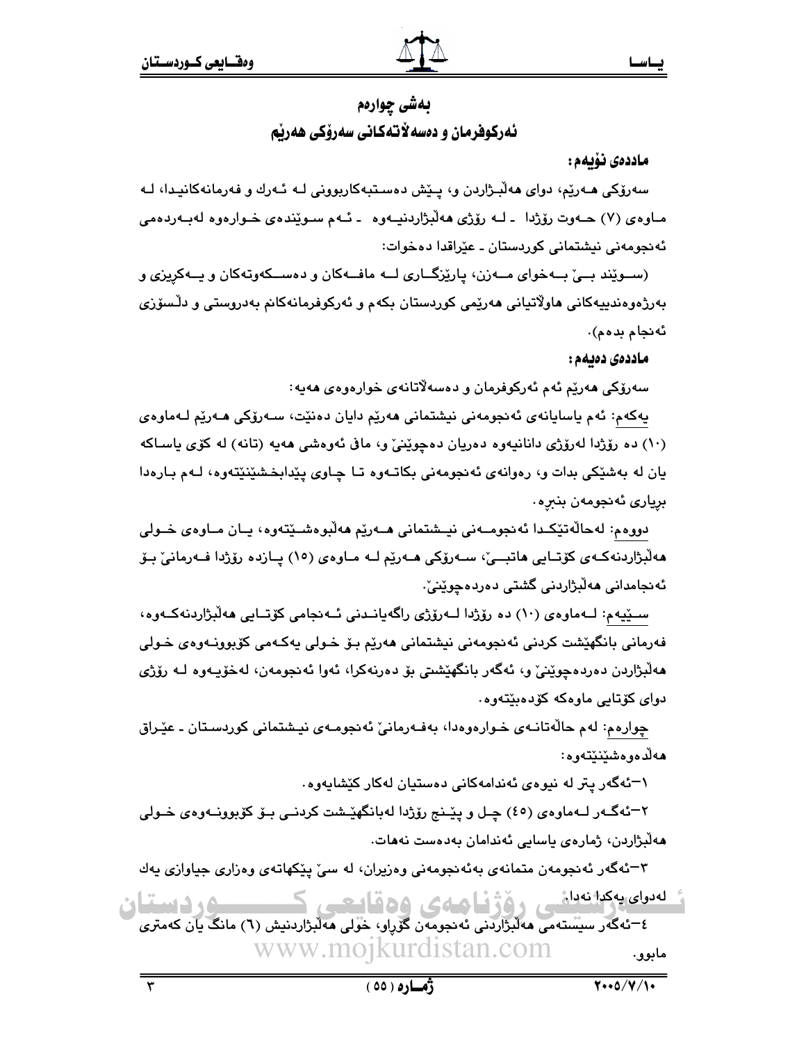# بەشی چوارەم

## ئەرکوفرمان و دەسەڵاتەکانی سەرۆکی هەرێم

**ماددەی نۆیەم:**

سەرۆکی هـەرێم، دوای هەڵبـژاردن و، پـێش دەسـتبەکاربوونی لـە ئـەرك و فەرمانەکانیـدا، لـە مـاوەی (٧) حـەوت رۆژدا ـ لـە رۆژی هەڵبژاردنیـەوە ـ ئـەم سـوێندەی خـوارەوە لەبـەردەمی ئەنجومەنی نیشتمانی کوردستان ـ عێراقدا دەخوات:

(سـوێند بـێ بـەخوای مـەزن، پارێزگـاری لـە مافـەکان و دەسـکەوتەکان و یـەکپریزی و بەرژەوەندییەکانی هاوڵاتیانی هەرێمی کوردستان بکەم و ئەرکوفرمانەکانم بەدروستی و دڵسۆزی ئەنجام بدەم).

**ماددەی دەیەم:**

سەرۆکی هەرێم ئەم ئەرکوفرمان و دەسەڵاتانەی خوارەوەی هەیە:

یەکەم: ئەم یاسایانەی ئەنجومەنی نیشتمانی هەرێم دایان دەنێت، سـەرۆکی هـەرێم لـەماوەی (١٠) دە رۆژدا لەرۆژی دانانیەوە دەریان دەچوێنێ و، ماف ئەوەشی هەیە (تانە) لە کۆی یاساکە یان لە بەشێکی بدات و، رەوانەی ئەنجومەنی بکاتـەوە تـا چـاوی پێدابخشێنێتەوە، لـەم بـارەدا بڕیاری ئەنجومەن بنبڕە.

دووەم: لەحاڵەتێکـدا ئەنجومـەنی نیـشتمانی هـەرێم هەڵبوەشـێتەوە، یـان مـاوەی خـولی هەڵبژاردنەکـەی کۆتـایی هاتبـێ، سـەرۆکی هـەرێم لـە مـاوەی (١٥) پـازدە رۆژدا فـەرمانێ بـۆ ئەنجامدانی هەڵبژاردنی گشتی دەردەچوێنێ.

سـێیەم: لـەماوەی (١٠) دە رۆژدا لـەرۆژی راگەیانـدنی ئـەنجامی کۆتـایی هەڵبژاردنەکـەوە، فەرمانی بانگهێشت کردنی ئەنجومەنی نیشتمانی هەرێم بـۆ خـولی یەکـەمی کۆبوونـەوەی خـولی هەڵبژاردن دەردەچوێنێ و، ئەگەر بانگهێشتی بۆ دەرنەکرا، ئەوا ئەنجومەن، لەخۆیـەوە لـە رۆژی دوای کۆتایی ماوەکە کۆدەبێتەوە.

چوارەم: لەم حاڵەتانـەی خـوارەوەدا، بەفـەرمانێ ئەنجومـەی نیـشتمانی کوردسـتان ـ عێـراق هەڵدەوەشێنێتەوە:

١–ئەگەر پتر لە نیوەی ئەندامەکانی دەستیان لەکار کێشایەوە.

٢–ئەگـەر لـەماوەی (٤٥) چـل و پێـنج رۆژدا لەبانگهێـشت کردنـی بـۆ کۆبوونـەوەی خـولی هەڵبژاردن، ژمارەی یاسایی ئەندامان بەدەست نەهات.

٣–ئەگەر ئەنجومەن متمانەی بەئەنجومەنی وەزیران، لە سێ پێکهاتەی وەزاری جیاوازی یەك لەدوای یەکدا نەدا.

٤–ئەگەر سیستەمی هەڵبژاردنی ئەنجومەن گۆڕاو، خولی هەڵبژاردنیش (٦) مانگ یان کەمتری مابوو.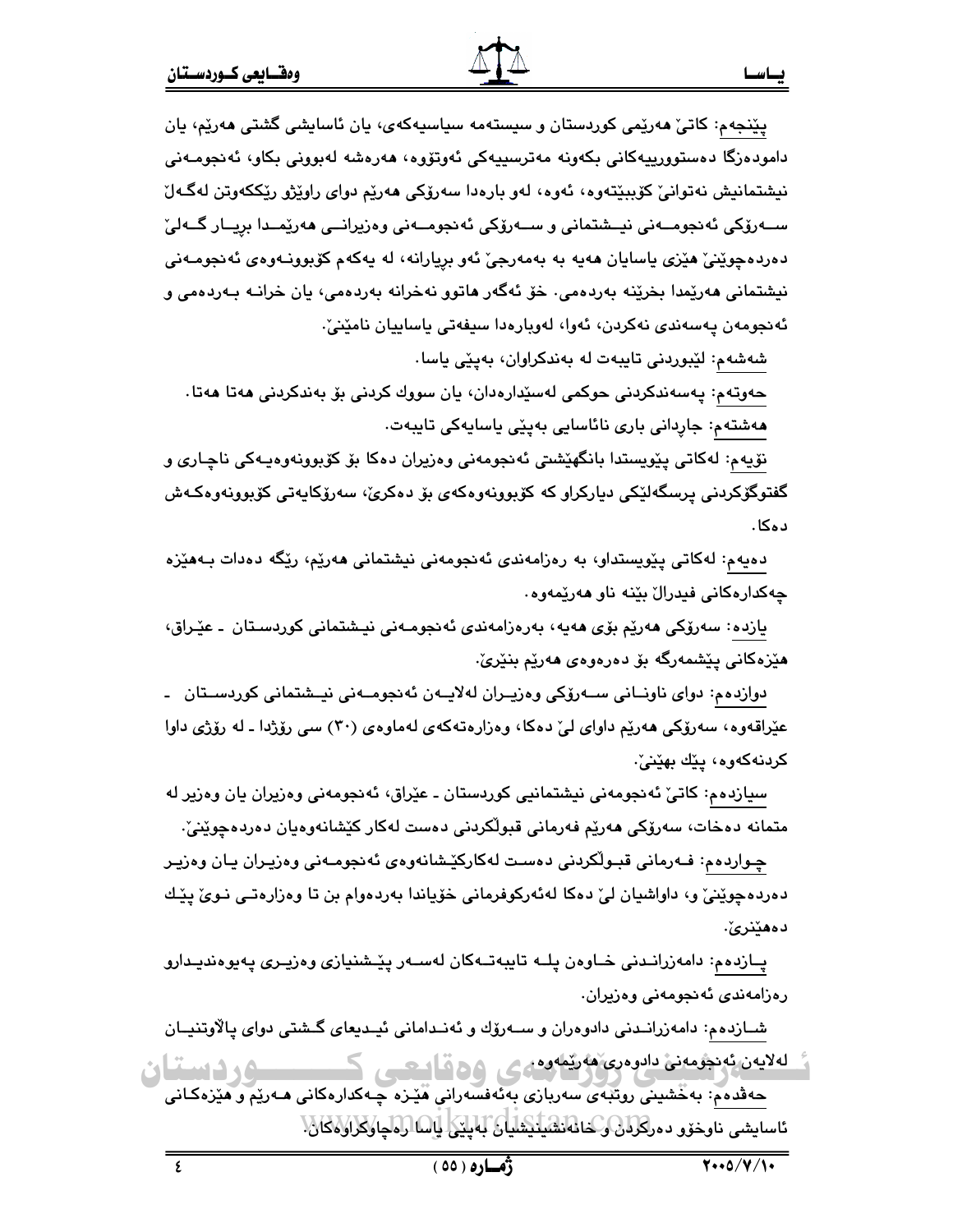پێنجەم: کاتێ هەرێمی کوردستان و سیستەمە سیاسیەکەی، یان ئاسایشی گشتی هەرێم، یان دامودەزگا دەستوورییەکانی بکەونە مەترسییەکی ئەوتۆوە، هەرەشە لەبوونی بکاو، ئەنجومەنی نیشتمانیش نەتوانێ کۆببێتەوە، ئەوە، لەو بارەدا سەرۆکی هەرێم دوای راوێژو رێککەوتن لەگەڵ سەرۆکی ئەنجومەنی نیشتمانی و سەرۆکی ئەنجومەنی وەزیرانی هەرێمدا بڕیار گەلێ دەردەچوێنێ هێزی یاسایان هەیە بە بەمەرجێ ئەو بڕیارانە، لە یەکەم کۆبوونەوەی ئەنجومەنی نیشتمانی هەرێمدا بخرێنە بەردەمی. خۆ ئەگەر هاتوو نەخرانە بەردەمی، یان خرانە بەردەمی و ئەنجومەن پەسەندی نەکردن، ئەوا، لەوبارەدا سیفەتی یاساییان نامێنێ.

شەشەم: لێبوردنی تایبەت لە بەندکراوان، بەپێی یاسا.

حەوتەم: پەسەندکردنی حوکمی لەسێدارەدان، یان سووک کردنی بۆ بەندکردنی هەتا هەتا.

هەشتەم: جاڕدانی باری نائاسایی بەپێی یاسایەکی تایبەت.

نۆیەم: لەکاتی پێویستدا بانگهێشتی ئەنجومەنی وەزیران دەکا بۆ کۆبوونەوەیەکی ناچاری و گفتوگۆکردنی پرسگەلێکی دیارکراو کە کۆبوونەوەکەی بۆ دەکرێ، سەرۆکایەتی کۆبوونەوەکەش دەکا.

دەیەم: لەکاتی پێویستداو، بە رەزامەندی ئەنجومەنی نیشتمانی هەرێم، رێگە دەدات بەهێزە چەکدارەکانی فیدراڵ بێنە ناو هەرێمەوە.

یازدە: سەرۆکی هەرێم بۆی هەیە، بەرەزامەندی ئەنجومەنی نیشتمانی کوردستان ـ عێراق، هێزەکانی پێشمەرگە بۆ دەرەوەی هەرێم بنێرێ.

دوازدەم: دوای ناونانی سەرۆکی وەزیران لەلایەن ئەنجومەنی نیشتمانی کوردستان ـ عێراقەوە، سەرۆکی هەرێم داوای لێ دەکا، وەزارەتەکەی لەماوەی (٣٠) سی رۆژدا ـ لە رۆژی داوا کردنەکەوە، پێك بهێنێ.

سیازدەم: کاتێ ئەنجومەنی نیشتمانیی کوردستان ـ عێراق، ئەنجومەنی وەزیران یان وەزیر لە متمانە دەخات، سەرۆکی هەرێم فەرمانی قبوڵکردنی دەست لەکار کێشانەوەیان دەردەچوێنێ.

چواردەم: فەرمانی قبوڵکردنی دەست لەکارکێشانەوەی ئەنجومەنی وەزیران یان وەزیر دەردەچوێنێ و، داواشیان لێ دەکا لەئەرکوفرمانی خۆیاندا بەردەوام بن تا وەزارەتی نوێ پێك دەهێنرێ.

پازدەم: دامەزراندنی خاوەن پلە تایبەتەکان لەسەر پێشنیازی وەزیری پەیوەندیدارو رەزامەندی ئەنجومەنی وەزیران.

شازدەم: دامەزراندنی دادوەران و سەرۆك و ئەندامانی ئیدیعای گشتی دوای پاڵاوتنیان لەلایەن ئەنجومەنی دادوەری هەرێمەوە.

حەڤدەم: بەخشینی روتبەی سەربازی بەئەفسەرانی هێزە چەکدارەکانی هەرێم و هێزەکانی ئاسایشی ناوخۆو دەرکردن و خانەنشینیشیان بەپێی یاسا رەچاوکراوەکان.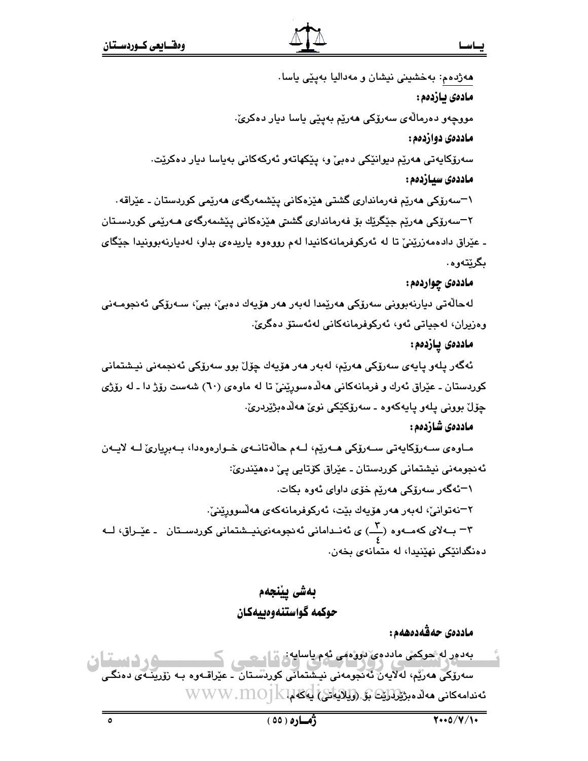هەژدەم: بەخشینی نیشان و مەدالیا بەپێی یاسا.

**مادەی یازدەم:**

مووچەو دەرماڵەی سەرۆکی هەرێم بەپێی یاسا دیار دەکرێ.

**ماددەی دوازدەم:**

سەرۆکایەتی هەرێم دیوانێکی دەبێ و، پێکهاتەو ئەرکەکانی بەیاسا دیار دەکرێت.

**ماددەی سیازدەم:**

١–سەرۆکی هەرێم فەرمانداری گشتی هێزەکانی پێشمەرگەی هەرێمی کوردستان ـ عێراقە.

٢–سەرۆکی هەرێم جێگرێك بۆ فەرمانداری گشتی هێزەکانی پێشمەرگەی هەرێمی کوردستان ـ عێراق دادەمەزرێنێ تا لە ئەرکوفرمانەکانیدا لەم رووەوە یاریدەی بداو، لەدیارنەبوونیدا جێگای بگرێتەوە.

**ماددەی چواردەم:**

لەحاڵەتی دیارنەبوونی سەرۆکی هەرێمدا لەبەر هەر هۆیەك دەبێ، ببێ، سەرۆکی ئەنجومەنی وەزیران، لەجیاتی ئەو، ئەرکوفرمانەکانی لەئەستۆ دەگرێ.

**ماددەی پازدەم:**

ئەگەر پلەو پایەی سەرۆکی هەرێم، لەبەر هەر هۆیەك چۆڵ بوو سەرۆکی ئەنجمەنی نیشتمانی کوردستان ـ عێراق ئەرك و فرمانەکانی هەڵدەسورێنێ تا لە ماوەی (٦٠) شەست رۆژ دا ـ لە رۆژی چۆڵ بوونی پلەو پایەکەوە ـ سەرۆکێکی نوێ هەڵدەبژێردرێ.

**ماددەی شازدەم:**

ماوەی سەرۆکایەتی سەرۆکی هەرێم، لەم حاڵەتانەی خوارەوەدا، بەبریارێ لە لایەن ئەنجومەنی نیشتمانی کوردستان ـ عێراق کۆتایی پێ دەهێندرێ:

١–ئەگەر سەرۆکی هەرێم خۆی داوای ئەوە بکات.

٢–نەتوانێ، لەبەر هەر هۆیەك بێت، ئەرکوفرمانەکەی هەڵسوورێنێ.

٣– بەلای کەمەوە ($\frac{3}{4}$) ی ئەندامانی ئەنجومەنینیشتمانی کوردستان ـ عێراق، لە دەنگدانێکی نهێنیدا، لە متمانەی بخەن.

## بەشی پێنجەم
## حوکمە گواستنەوەییەکان

**ماددەی حەڤدەهەم:**

بەدەر لە حوکمی ماددەی دووەمی ئەم یاسایە:
سەرۆکی هەرێم، لەلایەن ئەنجومەنی نیشتمانی کوردستان ـ عێراقەوە بە زۆرینەی دەنگی ئەندامەکانی هەڵدەبژێردرێت بۆ (ویلایەتی) یەکەم.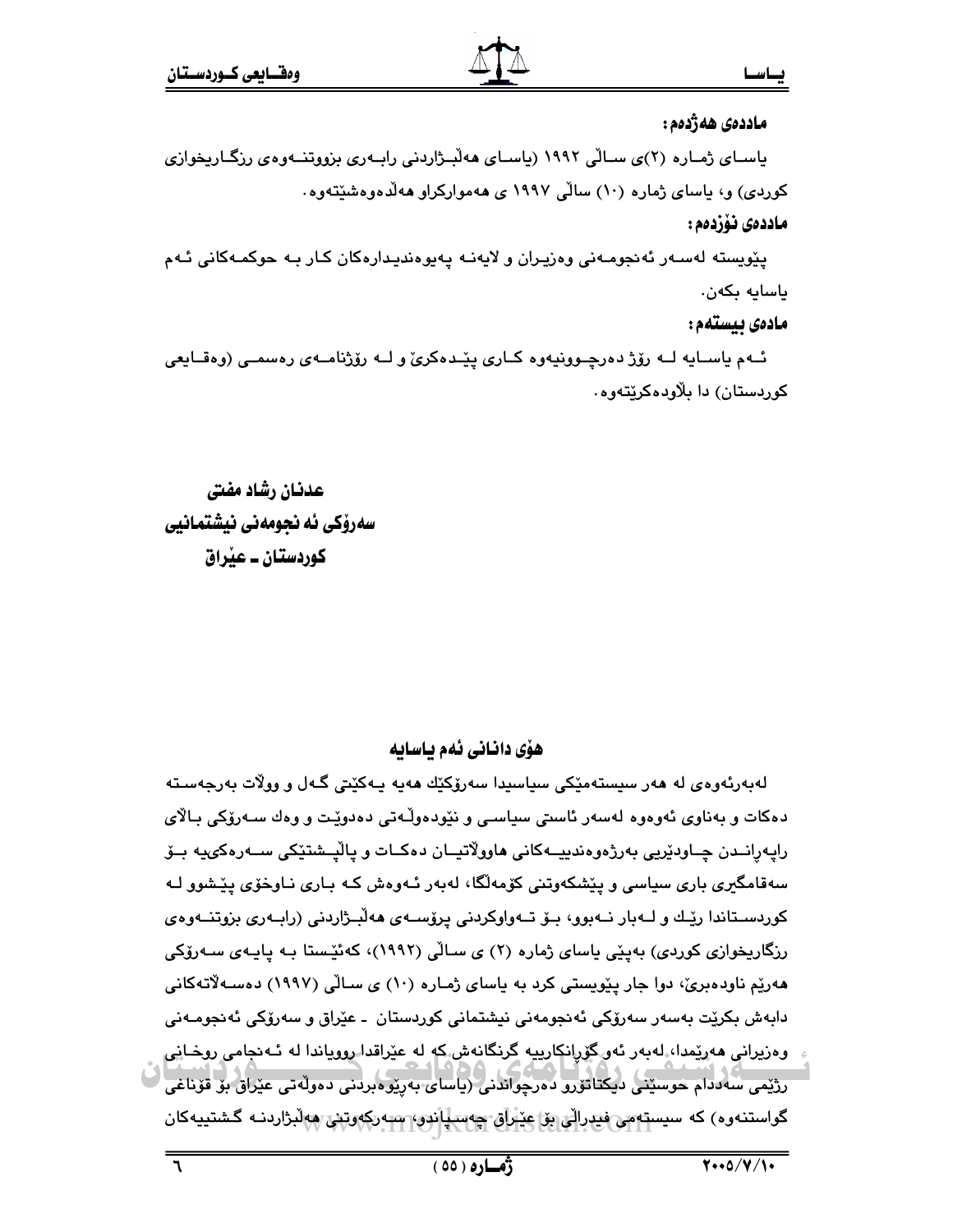**ماددەی هەژدەم:**

یاسای ژمارە (٢)ی ساڵی ١٩٩٢ (یاسای هەڵبژاردنی رابەری بزووتنەوەی رزگاریخوازی کوردی) و، یاسای ژمارە (١٠) ساڵی ١٩٩٧ ی هەموارکراو هەڵدەوەشێتەوە.

**ماددەی نۆزدەم:**

پێویستە لەسەر ئەنجومەنی وەزیران و لایەنە پەیوەندیدارەکان کار بە حوکمەکانی ئەم یاسایە بکەن.

**مادەی بیستەم:**

ئەم یاسایە لە رۆژ دەرچوونیەوە کاری پێدەکرێ و لە رۆژنامەی رەسمی (وەقایعی کوردستان) دا بڵاودەکرێتەوە.

**عدنان رشاد مفتی**
**سەرۆکی ئەنجومەنی نیشتمانیی**
**کوردستان ـ عێراق**

## هۆی دانانی ئەم یاسایە

لەبەرئەوەی لە هەر سیستەمێکی سیاسیدا سەرۆکێك هەیە یەکێتی گەل و وولأت بەرجەستە دەکات و بەناوی ئەوەوە لەسەر ئاستی سیاسی و نێودەوڵەتی دەدوێت و وەك سەرۆکی بالأی راپەراندن چاودێریی بەرژەوەندییەکانی هاوولأتیان دەکات و پاڵپشتێکی سەرەکییە بۆ سەقامگیری باری سیاسی و پێشکەوتنی کۆمەڵگا، لەبەر ئەوەش کە باری ناوخۆی پێشوو لە کوردستاندا رێك و لەبار نەبوو، بۆ تەواوکردنی پرۆسەی هەڵبژاردنی (رابەری بزوتنەوەی رزگاریخوازی کوردی) بەپێی یاسای ژمارە (٢) ی ساڵی (١٩٩٢)، کەئێستا بە پایەی سەرۆکی هەرێم ناودەبرێ، دوا جار پێویستی کرد بە یاسای ژمارە (١٠) ی ساڵی (١٩٩٧) دەسەڵاتەکانی دابەش بکرێت بەسەر سەرۆکی ئەنجومەنی نیشتمانی کوردستان ـ عێراق و سەرۆکی ئەنجومەنی وەزیرانی هەرێمدا، لەبەر ئەو گۆڕانکارییە گرنگانەش کە لە عێراقدا روویاندا لە ئەنجامی روخانی رژێمی سەددام حوسێنی دیکتاتۆرو دەرچواندنی (یاسای بەڕێوەبردنی دەوڵەتی عێراق بۆ قۆناغی گواستنەوە) کە سیستەمی فیدراڵی بۆ عێراق چەسپاندو، سەرکەوتنی هەڵبژاردنە گشتییەکان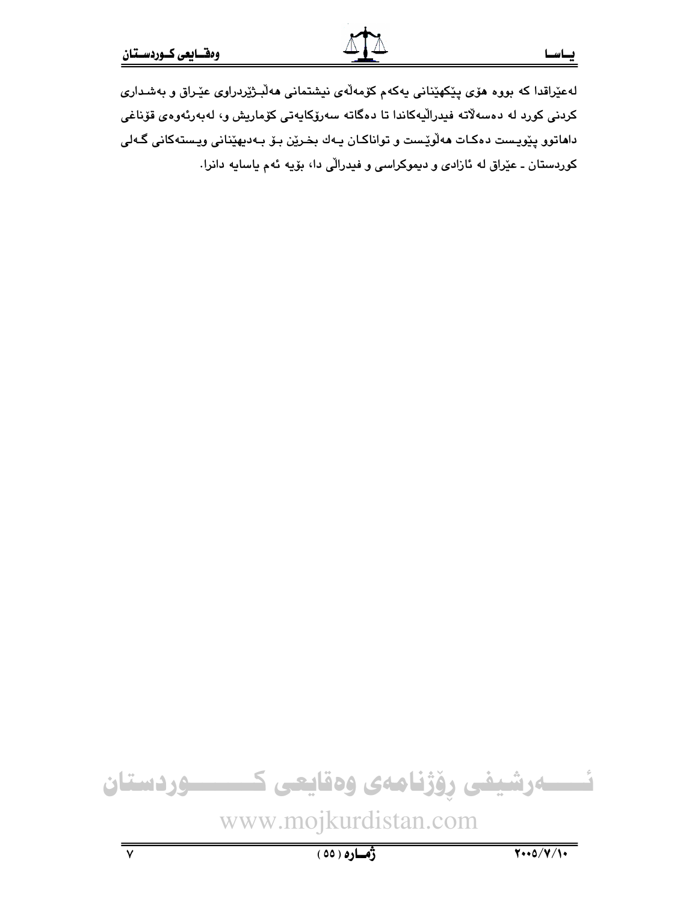لەعێراقدا کە بووە هۆی پێکهێنانی یەکەم کۆمەڵەی نیشتمانی هەڵبـژێردراوی عێـراق و بەشـداری کردنی کورد لە دەسەڵاتە فیدراڵیەکاندا تا دەگاتە سەرۆکایەتی کۆماریش و، لەبەرئەوەی قۆناغی داهاتوو پێویـست دەکـات هەڵوێـست و تواناکـان یـەك بخـرێن بـۆ بـەدیهێنانی ویـستەکانی گـەلی کوردستان ـ عێراق لە ئازادی و دیموکراسی و فیدراڵی دا، بۆیە ئەم یاسایە دانرا.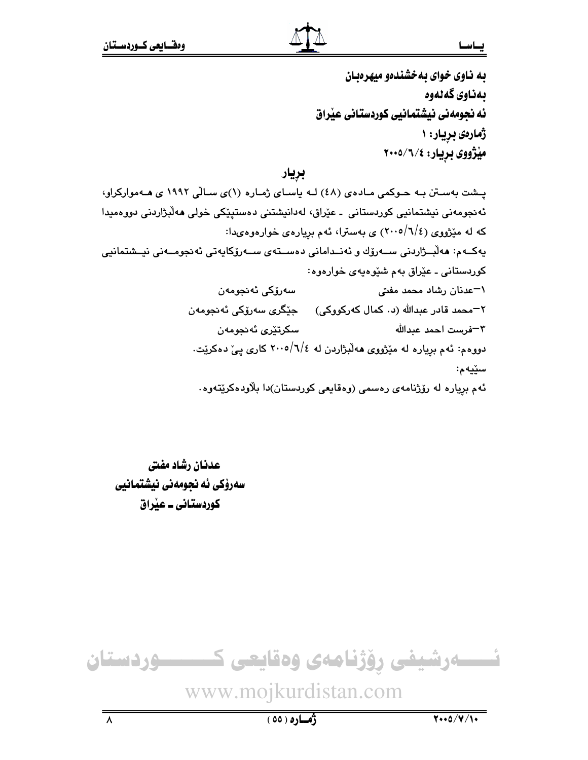**بە ناوی خوای بەخشندەو میهرەبان**
**بەناوی گەلەوە**
**ئە نجومەنی نیشتمانیی کوردستانی عێراق**
**ژمارەی بڕیار: ١**
**مێژووی بڕیار: ٢٠٠٥/٦/٤**

## بڕیار

پشت بەستن بە حوکمی مادەی (٤٨) لە یاسای ژمارە (١)ی ساڵی ١٩٩٢ ی هەموارکراو، ئەنجومەنی نیشتمانیی کوردستانی ـ عێراق، لەدانیشتنی دەستپێکی خولی هەڵبژاردنی دووەمیدا کە لە مێژووی (٢٠٠٥/٦/٤) ی بەسترا، ئەم بڕیارەی خوارەوەیدا:

یەکەم: هەڵبژاردنی سەرۆك و ئەندامانی دەستەی سەرۆکایەتی ئەنجومەنی نیشتمانیی کوردستانی ـ عێراق بەم شێوەیەی خوارەوە:

| | |
|---|---|
| ١–عدنان رشاد محمد مفتی | سەرۆکی ئەنجومەن |
| ٢–محمد قادر عبدالله (د. کمال کەرکووکی) | جێگری سەرۆکی ئەنجومەن |
| ٣–فرست احمد عبدالله | سکرتێری ئەنجومەن |

دووەم: ئەم بڕیارە لە مێژووی هەڵبژاردن لە ٢٠٠٥/٦/٤ کاری پێ دەکرێت.

سێیەم:

ئەم بڕیارە لە رۆژنامەی رەسمی (وەقایعی کوردستان)دا بڵاودەکرێتەوە.

**عدنان رشاد مفتی**
**سەرۆکی ئە نجومەنی نیشتمانیی**
**کوردستانی ـ عێراق**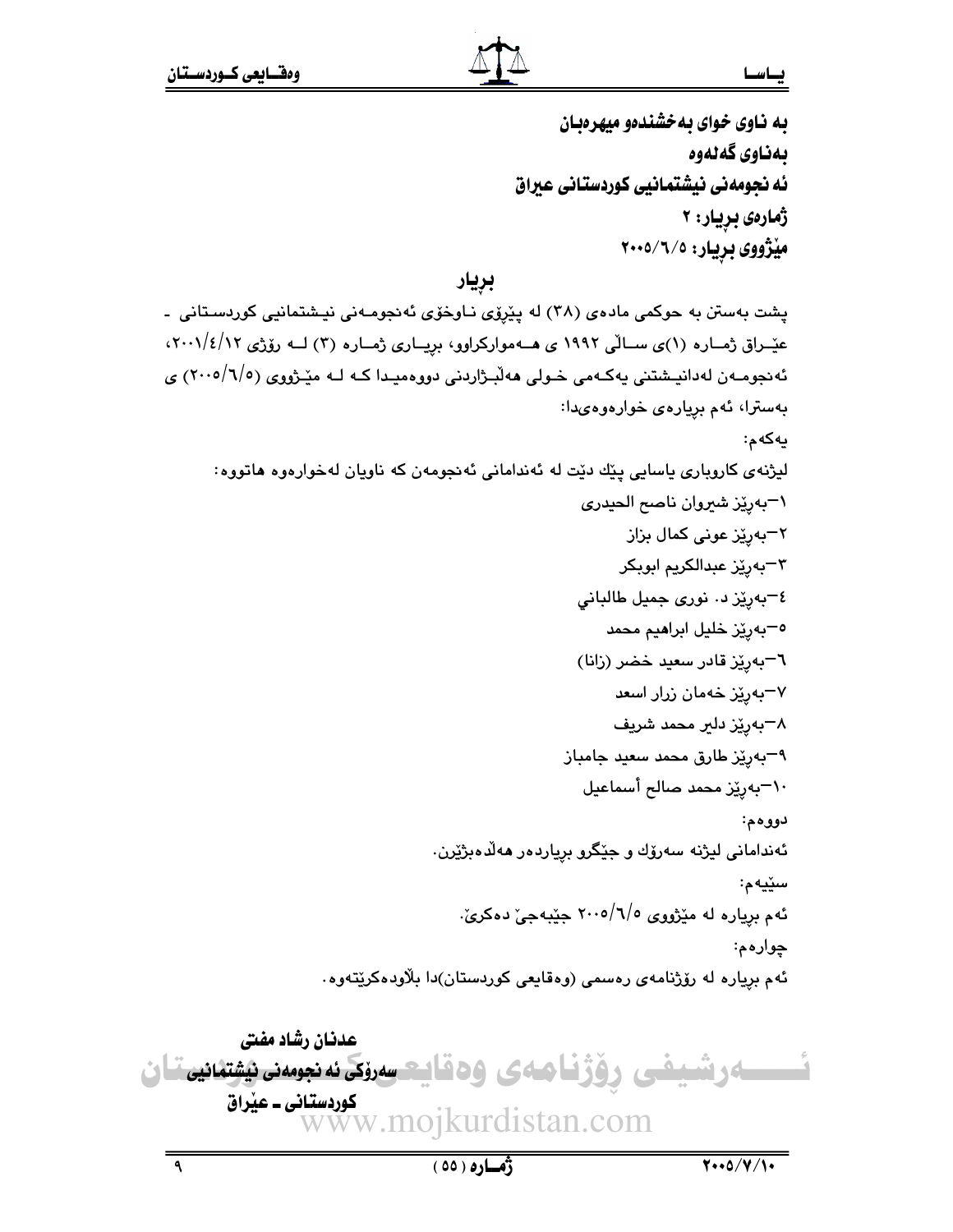**به ناوی خوای بەخشندەو میهرەبان**

**بەناوی گەلەوە**

**ئەنجومەنی نیشتمانیی کوردستانی عیراق**

**ژمارەی بڕیار: ٢**

**مێژووی بڕیار: ٢٠٠٥/٦/٥**

## بڕیار

پشت بەستن بە حوکمی مادەی (٣٨) لە پێڕۆی ناوخۆی ئەنجومەنی نیشتمانیی کوردستانی ـ عێراق ژمارە (١)ی ساڵی ١٩٩٢ ی هەموارکراوو، بڕیاری ژمارە (٣) لە رۆژی ٢٠٠١/٤/١٢، ئەنجومەن لەدانیشتنی یەکەمی خولی هەڵبژاردنی دووەمیدا کە لە مێژووی (٢٠٠٥/٦/٥) ی بەسترا، ئەم بڕیارەی خوارەوەیدا:

یەکەم:

لیژنەی کاروباری یاسایی پێك دێت لە ئەندامانی ئەنجومەن کە ناویان لەخوارەوە هاتووە:

١–بەڕێز شیروان ناصح الحیدری

٢–بەڕێز عونی کمال بزاز

٣–بەڕێز عبدالکریم ابوبکر

٤–بەڕێز د. نوری جمیل طالباني

٥–بەڕێز خلیل ابراهیم محمد

٦–بەڕێز قادر سعید خضر (زانا)

٧–بەڕێز خەمان زرار اسعد

٨–بەڕێز دلیر محمد شریف

٩–بەڕێز طارق محمد سعید جامباز

١٠–بەڕێز محمد صالح أسماعیل

دووەم:

ئەندامانی لیژنە سەرۆك و جێگرو بڕیاردەر هەڵدەبژێرن.

سێیەم:

ئەم بڕیارە لە مێژووی ٢٠٠٥/٦/٥ جێبەجێ دەکرێ.

چوارەم:

ئەم بڕیارە لە رۆژنامەی رەسمی (وەقایعی کوردستان)دا بڵاودەکرێتەوە.

**عدنان رشاد مفتی**

**سەرۆکی ئەنجومەنی نیشتمانیی کوردستانی ـ عێراق**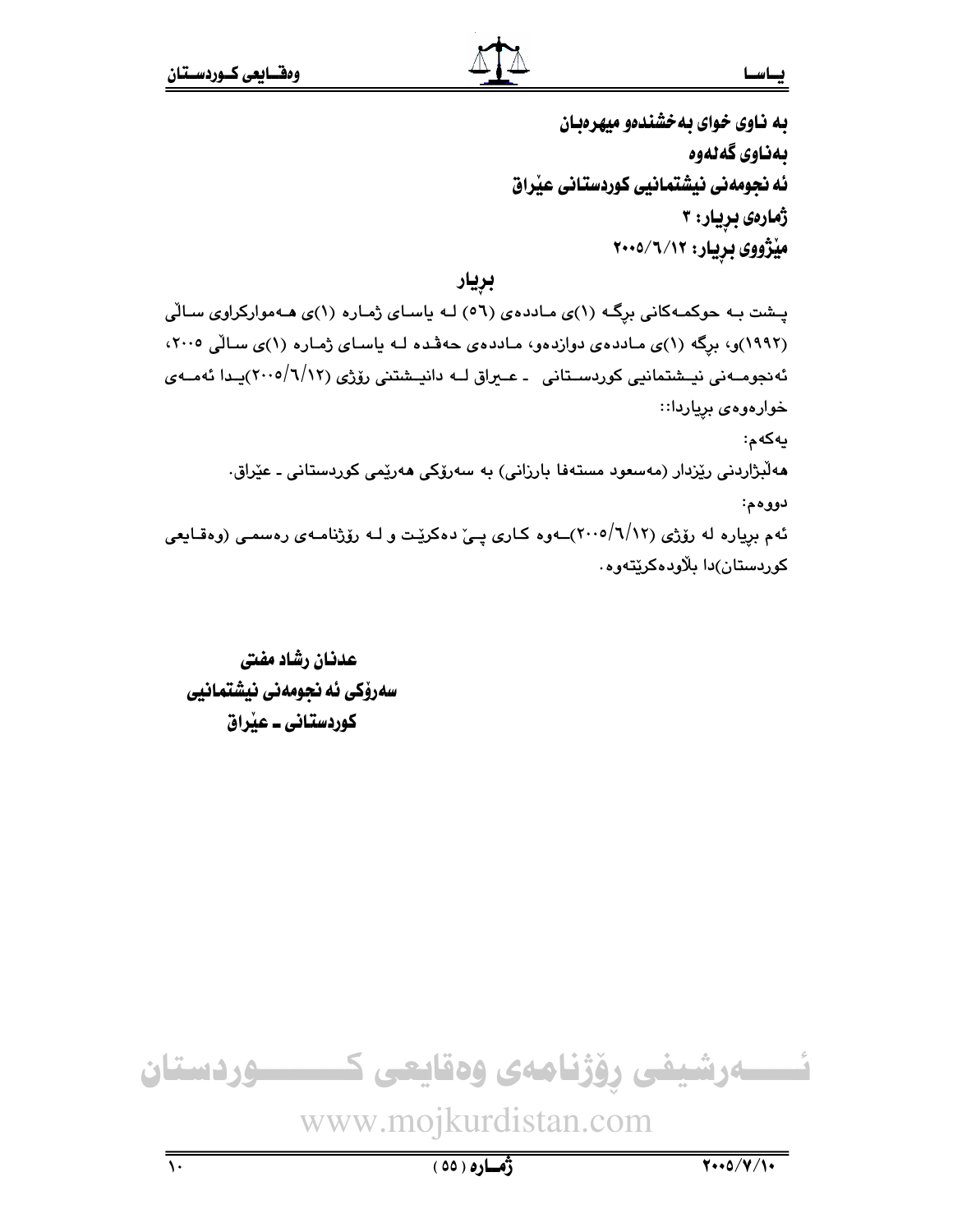**به ناوی خوای به‌خشنده‌و میهره‌بان**

**به‌ناوی گه‌له‌وه**

**ئه نجومه‌نی نیشتمانیی کوردستانی عێراق**

**ژماره‌ی بڕیار: ٣**

**مێژووی بڕیار: ٢٠٠٥/٦/١٢**

## بڕیار

پـشت بـه حوکمـه‌کانی برگـه (١)ی مـادده‌ی (٥٦) لـه یاسـای ژمـاره (١)ی هـه‌موارکراوی سـاڵی (١٩٩٢)و، برگه (١)ی مـادده‌ی دوازده‌و، مـادده‌ی حه‌ڤـده لـه یاسـای ژمـاره (١)ی سـاڵی ٢٠٠٥، ئه‌نجومـه‌نی نیـشتمانیی کوردسـتانی - عـێراق لـه دانیـشتنی رۆژی (٢٠٠٥/٦/١٢)یـدا ئه‌مـه‌ی خواره‌وه‌ی بڕیاردا::

یه‌که‌م:

هه‌ڵبژاردنی رێزدار (مه‌سعود مسته‌فا بارزانی) به سه‌رۆکی هه‌رێمی کوردستانی ـ عێراق.

دووه‌م:

ئه‌م بڕیاره له رۆژی (٢٠٠٥/٦/١٢)ـه‌وه کـاری پـێ ده‌کرێـت و لـه رۆژنامـه‌ی ره‌سمـی (وه‌قـایعی کوردستان)دا بڵاوده‌کرێته‌وه.

**عدنان رشاد مفتی**

**سه‌رۆکی ئه نجومه‌نی نیشتمانیی**

**کوردستانی ـ عێراق**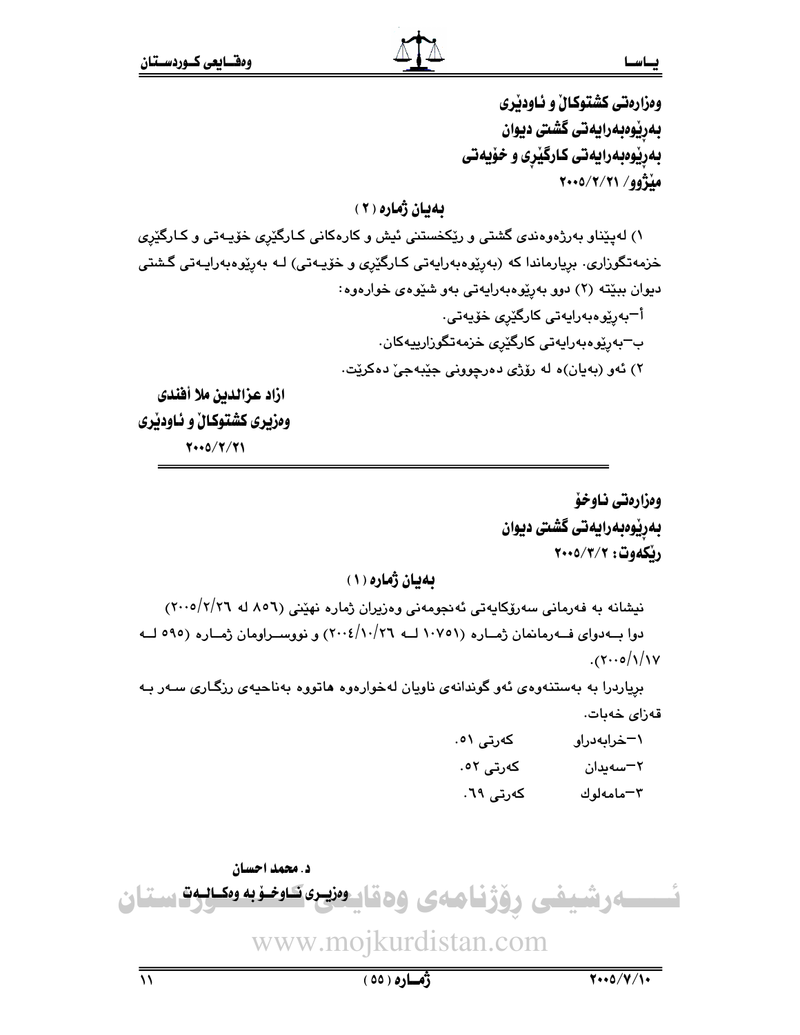وەزارەتی کشتوکاڵ و ئاودێری
بەڕێوەبەرایەتی گشتی دیوان
بەڕێوەبەرایەتی کارگێڕی و خۆیەتی
مێژوو/ ٢٠٠٥/٢/٢١

## بەیان ژمارە (٢)

١) لەپێناو بەرژەوەندی گشتی و ڕێکخستنی ئیش و کارەکانی کارگێڕی خۆیەتی و کارگێڕی خزمەتگوزاری. بڕیارماندا کە (بەڕێوەبەرایەتی کارگێڕی و خۆیەتی) لە بەڕێوەبەرایەتی گشتی دیوان ببێتە (٢) دوو بەڕێوەبەرایەتی بەو شێوەی خوارەوە:

أ-بەڕێوەبەرایەتی کارگێڕی خۆیەتی.

ب-بەڕێوەبەرایەتی کارگێڕی خزمەتگوزارییەکان.

٢) ئەو (بەیان)ە لە ڕۆژی دەرچوونی جێبەجێ دەکرێت.

**ازاد عزالدين ملا أفندی**
**وەزیری کشتوکاڵ و ئاودێری**
**٢٠٠٥/٢/٢١**

---

وەزارەتی ناوخۆ
بەڕێوەبەرایەتی گشتی دیوان
ڕێکەوت: ٢٠٠٥/٣/٢

## بەیان ژمارە (١)

نیشانە بە فەرمانی سەرۆکایەتی ئەنجومەنی وەزیران ژمارە نهێنی (٨٥٦ لە ٢٠٠٥/٢/٢٦) دوا بەدوای فەرمانمان ژمارە (١٠٧٥١ لە ٢٠٠٤/١٠/٢٦) و نووسراومان ژمارە (٥٩٥ لە ٢٠٠٥/١/١٧).

بڕیاردرا بە بەستنەوەی ئەو گوندانەی ناویان لەخوارەوە هاتووە بەناحیەی ڕزگاری سەر بە قەزای خەبات.

١-خرابەدراو          کەرتی ٥١.
٢-سەیدان          کەرتی ٥٢.
٣-مامەلوك          کەرتی ٦٩.

**د. محمد احسان**
**وەزیری ناوخۆ بە وەکالەت**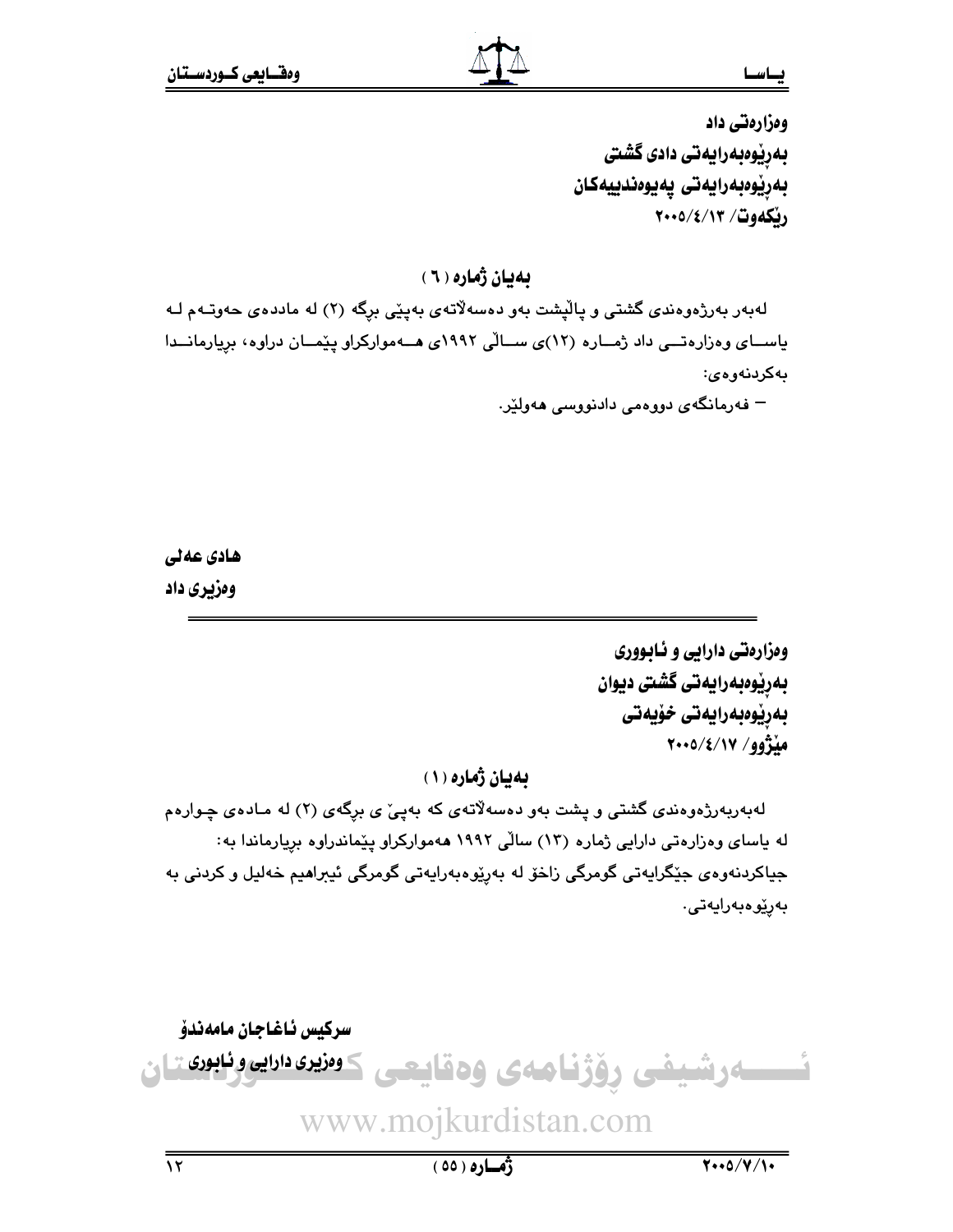وەزارەتی داد
بەڕێوەبەرایەتی دادی گشتی
بەڕێوەبەرایەتی پەیوەندییەکان
ڕێکەوت/ ٢٠٠٥/٤/١٣

## بەیان ژمارە (٦)

لەبەر بەرژەوەندی گشتی و پاڵپشت بەو دەسەڵاتەی بەپێی بڕگە (٢) لە ماددەی حەوتەم لە یاسای وەزارەتی داد ژمارە (١٢)ی ساڵی ١٩٩٢ی هەموارکراو پێمان دراوە، بڕیارماندا بەکردنەوەی:

– فەرمانگەی دووەمی دادنووسی هەولێر.

**هادی عەلی**
**وەزیری داد**

---

وەزارەتی دارایی و ئابووری
بەڕێوەبەرایەتی گشتی دیوان
بەڕێوەبەرایەتی خۆیەتی
مێژوو/ ٢٠٠٥/٤/١٧

## بەیان ژمارە (١)

لەبەربەرژەوەندی گشتی و پشت بەو دەسەڵاتەی کە بەپێ ی بڕگەی (٢) لە مادەی چوارەم لە یاسای وەزارەتی دارایی ژمارە (١٣) ساڵی ١٩٩٢ هەموارکراو پێماندراوە بڕیارماندا بە:
جیاکردنەوەی جێگرایەتی گومرگی زاخۆ لە بەڕێوەبەرایەتی گومرگی ئیبراهیم خەلیل و کردنی بە بەڕێوەبەرایەتی.

**سرکیس ئاغاجان مامەندۆ**
**وەزیری دارایی و ئابوری**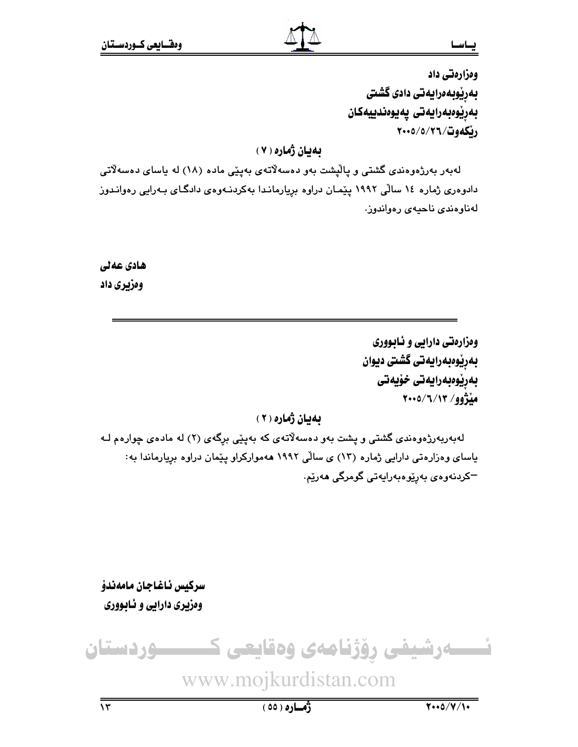**وەزارەتی داد**
**بەڕێوبەرایەتی دادی گشتی**
**بەڕێوەبەرایەتی پەیوەندییەکان**
**ڕێکەوت/٢٠٠٥/٥/٢٦**

### بەیان ژمارە (٧)

لەبەر بەرژەوەندی گشتی و پاڵپشت بەو دەسەڵاتەی بەپێی مادە (١٨) لە یاسای دەسەڵاتی دادوەری ژمارە ١٤ ساڵی ١٩٩٢ پێمان دراوە بڕیارماندا بەکردنەوەی دادگای بەرایی ڕەواندوز لەناوەندی ناحیەی ڕەواندوز.

**هادی عەلی**
**وەزیری داد**

---

**وەزارەتی دارایی و ئابووری**
**بەڕێوەبەرایەتی گشتی دیوان**
**بەڕێوەبەرایەتی خۆیەتی**
**مێژوو/ ٢٠٠٥/٦/١٣**

### بەیان ژمارە (٢)

لەبەربەرژەوەندی گشتی و پشت بەو دەسەڵاتەی کە بەپێی برگەی (٢) لە مادەی چوارەم لە یاسای وەزارەتی دارایی ژمارە (١٣) ی ساڵی ١٩٩٢ هەموارکراو پێمان دراوە بڕیارماندا بە:
–کردنەوەی بەڕێوەبەرایەتی گومرگی هەرێم.

**سرکیس ئاغاجان مامەندۆ**
**وەزیری دارایی و ئابووری**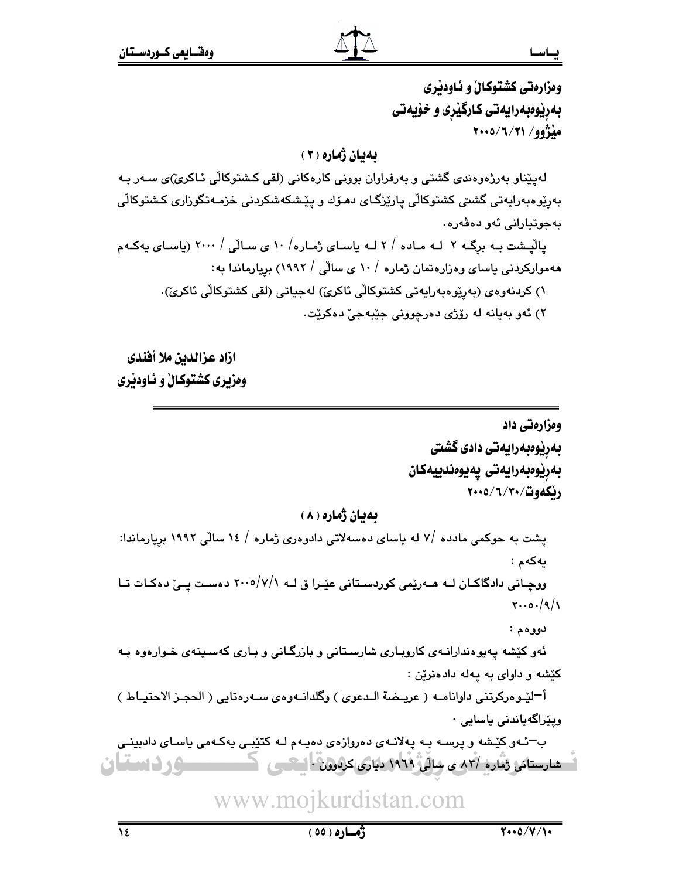**وەزارەتی كشتوكاڵ و ئاودێری**
**بەڕێوەبەرایەتی كارگێڕی و خۆیەتی**
**مێژوو/ ٢٠٠٥/٦/٢١**

## بەیان ژمارە (٣)

لەپێناو بەرژەوەندی گشتی و بەرفراوان بوونی كارەكانی (لقی كشتوكاڵی ئاكرێ)ی سەر بە بەڕێوەبەرایەتی گشتی كشتوكاڵی پارێزگای دهۆك و پێشكەشكردنی خزمەتگوزاری كشتوكاڵی بەجوتیارانی ئەو دەڤەرە.

پاڵپشت بە برگە ٢ لە مادە / ٢ لە یاسای ژمارە/ ١٠ ی ساڵی / ٢٠٠٠ (یاسای یەكەم هەمواركردنی یاسای وەزارەتمان ژمارە / ١٠ ی ساڵی / ١٩٩٢) بڕیارماندا بە:

١) كردنەوەی (بەڕێوەبەرایەتی كشتوكاڵی ئاكرێ) لەجیاتی (لقی كشتوكاڵی ئاكرێ).
٢) ئەو بەیانە لە رۆژی دەرچوونی جێبەجێ دەكرێت.

**ازاد عزالدین ملا أفندی**
**وەزیری كشتوكاڵ و ئاودێری**

---

**وەزارەتی داد**
**بەڕێوەبەرایەتی دادی گشتی**
**بەڕێوەبەرایەتی پەیوەندییەكان**
**رێكەوت/٢٠٠٥/٦/٣٠**

## بەیان ژمارە (٨)

پشت بە حوكمی مادده /٧ لە یاسای دەسەلاتی دادوەری ژمارە / ١٤ ساڵی ١٩٩٢ بڕیارماندا:

یەكەم :

ووچانی دادگاكان لە هەرێمی كوردستانی عێرا ق لە ٢٠٠٥/٧/١ دەست پێ دەكات تا ٢٠٠٥/٩/١

دووەم :

ئەو كێشە پەیوەندارانەی كاروباری شارستانی و بازرگانی و باری كەسینەی خوارەوە بە كێشە و داوای بە پەلە دادەنرێن :

أ–لێوەركرتنی داوانامە ( عریضة الدعوی ) وگلدانەوەی سەرەتایی ( الحجز الاحتیاط ) وپێراگەیاندنی یاسایی ٠

ب–ئەو كێشە و پرسە بە پەلانەی دەروازەی دەیەم لە كتێبی یەكەمی یاسای دادبینی شارستانی ژمارە /٨٣ ی ساڵی ١٩٦٩ دیاری كردوون ٠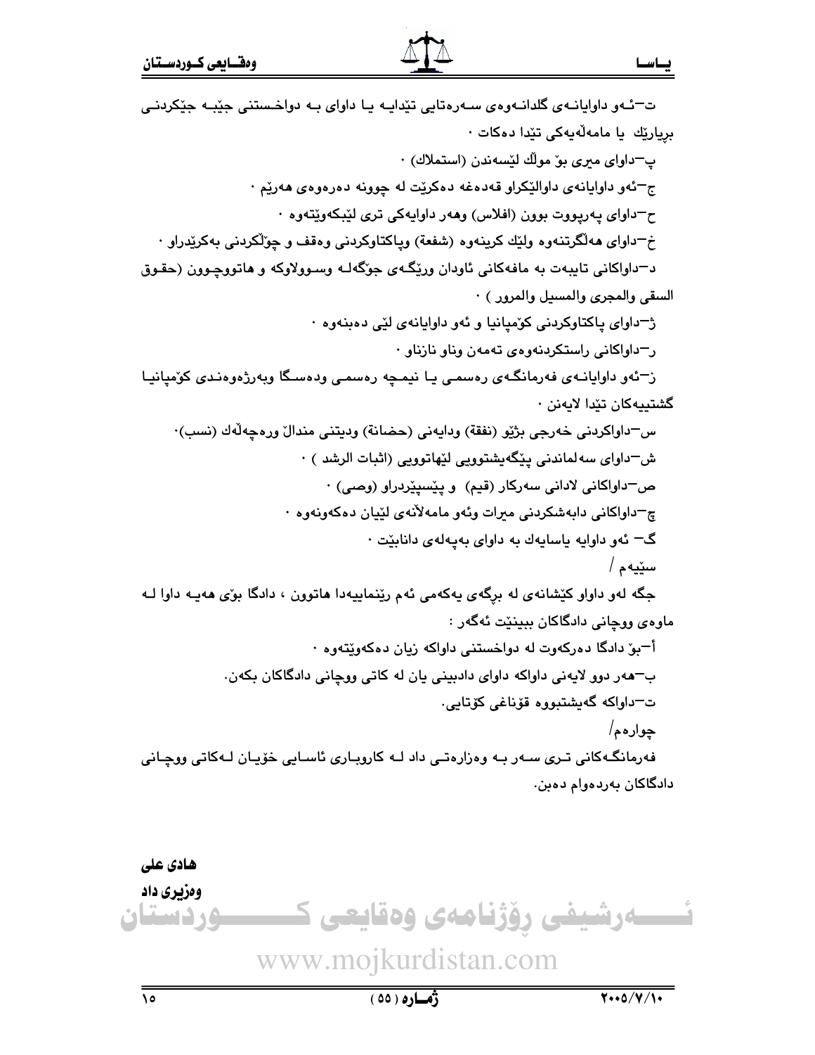ت–ئەو داوايانەی گلدانەوەی سەرەتايی تێدايە يا داوای بە دواخستنی جێبە جێكردنی بريارێك يا مامەڵەيەكی تێدا دەكات ·

پ–داوای میری بۆ موڵك لێسەندن (استملاك) ·

ج–ئەو داوايانەی داوالێكراو قەدەغە دەكرێت لە چوونە دەرەوەی هەرێم ·

ح–داوای پەرپووت بوون (افلاس) وهەر داوايەكی تری لێبكەوێتەوە ·

خ–داوای هەڵگرتنەوە ولێك كرينەوە (شفعة) وپاكتاوكردنی وەقف و چۆڵكردنی بەكرێدراو ·

د–داواكانی تايبەت بە مافەكانی ئاودان ورێگەی جۆگەلە وسووڵاوكە و هاتووچوون (حقوق السقی والمجری والمسيل والمرور ) ·

ژ–داوای پاكتاوكردنی كۆمپانيا و ئەو داوايانەی لێی دەبنەوە ·

ر–داواكانی راستكردنەوەی تەمەن وناو نازناو ·

ز–ئەو داوايانەی فەرمانگەی رەسمی يا نيمچە رەسمی ودەسگا وبەرژەوەندی كۆمپانيا گشتييەكان تێدا لايەنن ·

س–داواكردنی خەرجی بژێو (نفقة) ودايەنی (حضانة) وديتنی منداڵ ورەچەڵەك (نسب)·

ش–داوای سەلماندنی پێگەيشتوويی لێهاتوويی (اثبات الرشد ) ·

ص–داواكانی لادانی سەركار (قيم) و پێسپێردراو (وصی) ·

چ–داواكانی دابەشكردنی ميرات وئەو مامەڵانەی لێيان دەكەونەوە ·

گ– ئەو داوايە ياسايەك بە داوای بەپەلەی دانابێت ·

سێيەم /

جگە لەو داواو كێشانەی لە برگەی يەكەمی ئەم رێنماييەدا هاتوون ، دادگا بۆی هەيە داوا لە ماوەی ووچانی دادگاكان ببينێت ئەگەر :

أ–بۆ دادگا دەركەوت لە دواخستنی داواكە زيان دەكەوێتەوە ·

ب–هەر دوو لايەنی داواكە داوای دادبينی يان لە كاتی ووچانی دادگاكان بكەن.

ت–داواكە گەيشتبووە قۆناغی كۆتايی.

چوارەم/

فەرمانگەكانی تری سەر بە وەزارەتی داد لە كاروباری ئاسايی خۆيان لەكاتی ووچانی دادگاكان بەردەوام دەبن.

**هادی علی**

**وەزيری داد**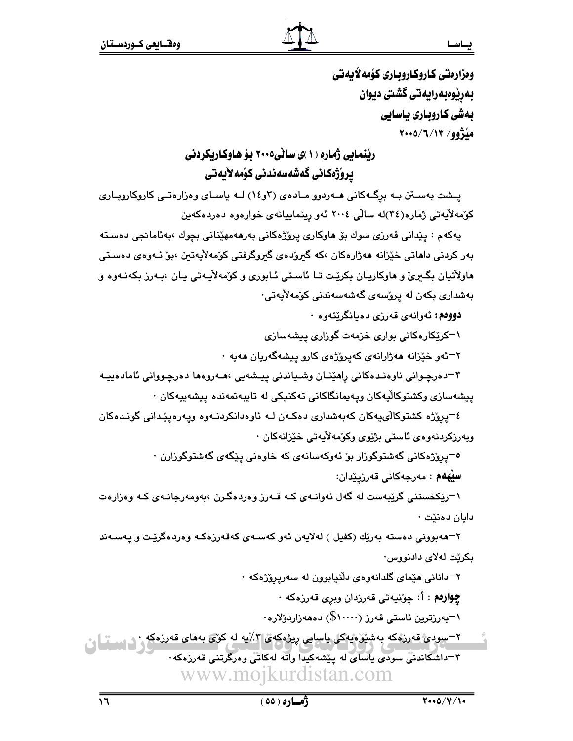**وەزارەتی کاروکاروباری کۆمەڵایەتی**
**بەڕێوەبەرایەتی گشتی دیوان**
**بەشی کاروباری یاسایی**
**مێژوو/ ٢٠٠٥/٦/١٣**

## ڕێنمایی ژمارە (١)ی ساڵی٢٠٠٥ بۆ هاوکاریکردنی پرۆژەکانی گەشەسەندنی کۆمەڵایەتی

پـشت بەسـتن بـە برگـەکانی هـەردوو مـادەی (٣و١٤) لـە یاسـای وەزارەتـی کاروکاروبـاری کۆمەڵایەتی ژمارە(٣٤)لە ساڵی ٢٠٠٤ ئەو ڕینماییانەی خوارەوە دەردەکەین

یەکەم : پێدانی قەرزی سوك بۆ هاوکاری پرۆژەکانی بەرهەمهێنانی بچوك ،بەئامانجی دەستە بەر کردنی داهاتی خێزانە هەژارەکان ،کە گیرۆدەی گیروگرفتی کۆمەڵایەتین ،بۆ ئـەوەی دەسـتی هاوڵاتیان بگـیرێ و هاوکاریـان بکرێـت تـا ئاسـتی ئـابوری و کۆمەڵایـەتی یـان ،بـەرز بکەنـەوە و بەشداری بکەن لە پرۆسەی گەشەسەندنی کۆمەڵایەتی.

**دووەم:** ئەوانەی قەرزی دەیانگرێتەوە .

١-کرێکارەکانی بواری خزمەت گوزاری پیشەسازی

٢-ئەو خێزانە هەژارانەی کەپرۆژەی کارو پیشەگەریان هەیە .

٣-دەرچـوانی ناوەنـدەکانی ڕاهێنـان وشـیاندنی پیـشەیی ،هـەروەها دەرچـووانی ئامادەییـە پیشەسازی وکشتوکاڵیەکان وپەیمانگاکانی تەکنیکی لە تایبەتمەندە پیشەییەکان .

٤-پرۆژە کشتوکاڵییەکان کەبەشداری دەکـەن لـە ئاوەدانکردنـەوە وپەرەپێـدانی گونـدەکان وبەرزکردنەوەی ئاستی بژێوی وکۆمەڵایەتی خێزانەکان .

٥-پرۆژەکانی گەشتوگوزار بۆ ئەوکەسانەی کە خاوەنی پێگەی گەشتوگوزارن .

**سێهەم** : مەرجەکانی قەرزپێدان:

١-ڕێکخستنی گرێبەست لە گەڵ ئەوانـەی کـە قـەرز وەردەگـرن ،بەومەرجانـەی کـە وەزارەت دایان دەنێت .

٢-هەبوونی دەستە بەرێك (کفیل ) لەلایەن ئەو کەسـەی کەقەرزەکـە وەردەگرێـت و پەسـەند بکرێت لەلای دادنووس.

٢-دانانی هێمای گلدانەوەی دڵنیابوون لە سەرپرۆژەکە .

**چوارەم** : أ: چۆنیەتی قەرزدان وبری قەرزەکە .

١-بەرزترین ئاستی قەرز (١٠٠٠٠$) دەهەزاردۆلارە.

٢-سودی قەرزەکە بەشێوەیەکی یاسایی ڕیژەکەی ٣٪یە لە کۆی بەهای قەرزەکە .

٣-داشکاندنی سودی یاسای لە پێشەکیدا واتە لەکاتی وەرگرتنی قەرزەکە.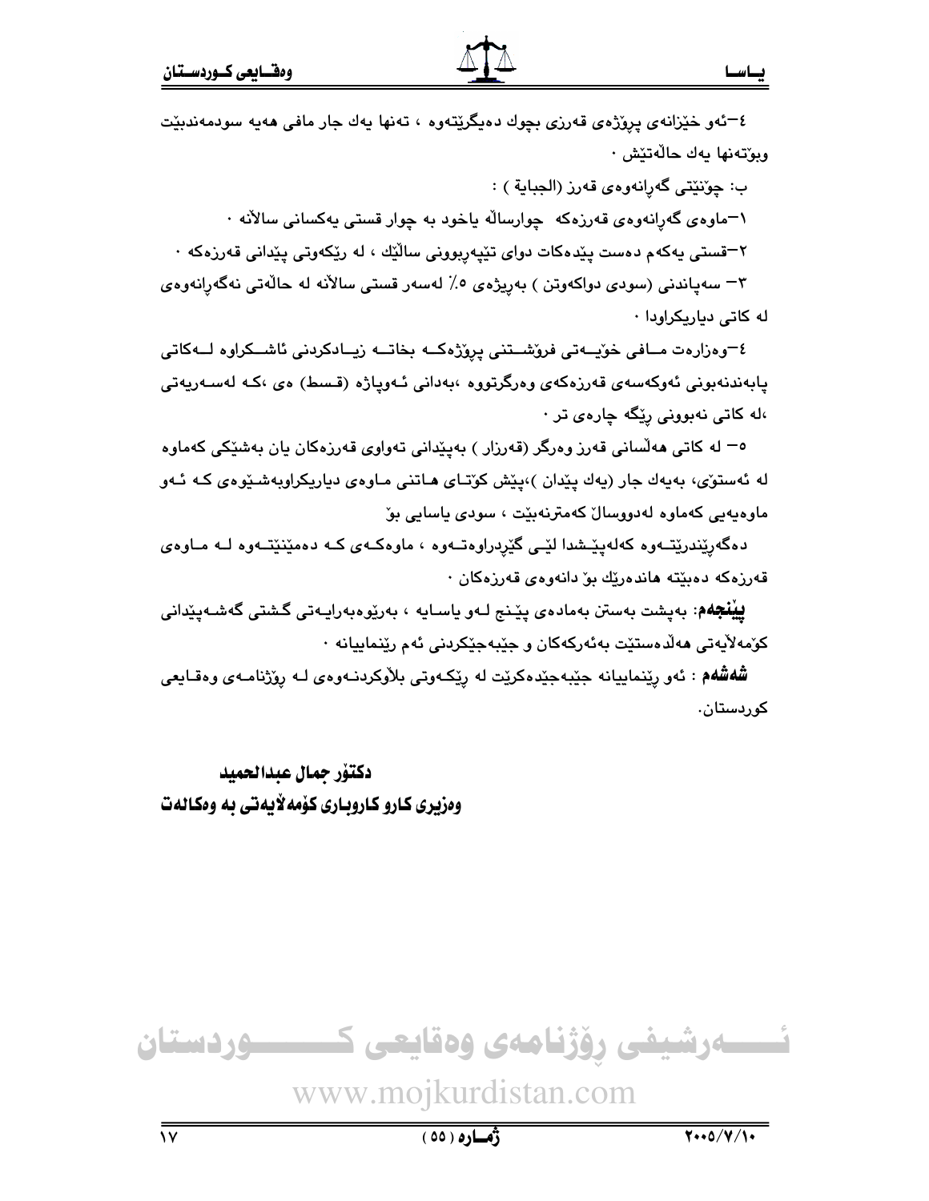٤–ئەو خێزانەی پرۆژەی قەرزی بچوك دەیگرێتەوە ، تەنها یەك جار مافی هەیە سودمەندبێت وبۆتەنها یەك حاڵەتێش ٠

ب: چۆنێتی گەڕانەوەی قەرز (الجباية ) :

١–ماوەی گەڕانەوەی قەرزەکە چوارساڵە یاخود بە چوار قستی یەکسانی ساڵانە ٠

٢–قستی یەکەم دەست پێدەکات دوای تێپەڕبوونی ساڵێك ، لە ڕێکەوتی پێدانی قەرزەکە ٠

٣– سەپاندنی (سودی دواکەوتن ) بەڕێژەی ٥٪ لەسەر قستی ساڵانە لە حاڵەتی نەگەڕانەوەی لە کاتی دیاریکراودا ٠

٤–وەزارەت مافی خۆیەتی فرۆشتنی پرۆژەکە بخاتە زیادکردنی ئاشکراوە لەکاتی پابەندنەبونی ئەوکەسەی قەرزەکەی وەرگرتووە ،بەدانی ئەوپاژە (قسط) ەی ،کە لەسەریەتی ،لە کاتی نەبوونی ڕێگە چارەی تر ٠

٥– لە کاتی هەڵسانی قەرز وەرگر (قەرزار ) بەپێدانی تەواوی قەرزەکان یان بەشێکی کەماوە لە ئەستۆی، بەیەك جار (یەك پێدان )،پێش کۆتای هاتنی ماوەی دیاریکراوبەشێوەی کە ئەو ماوەیەی کەماوە لەدووساڵ کەمترنەبێت ، سودی یاسایی بۆ دەگەڕێندرێتەوە کەلەپێشدا لێی گێردراوەتەوە ، ماوەکەی کە دەمێنێتەوە لە ماوەی قەرزەکە دەبێتە هاندەرێك بۆ دانەوەی قەرزەکان ٠

**پێنجەم**: بەپشت بەستن بەمادەی پێنج لەو یاسایە ، بەڕێوەبەرایەتی گشتی گەشەپێدانی کۆمەڵایەتی هەڵدەستێت بەئەرکەکان و جێبەجێکردنی ئەم ڕێنماییانە ٠

**شەشەم** : ئەو ڕێنماییانە جێبەجێدەکرێت لە ڕێکەوتی بلاَوکردنەوەی لە ڕۆژنامەی وەقایعی کوردستان.

**دکتۆر جمال عبدالحميد**
**وەزیری کارو کاروباری کۆمەلاَیەتی بە وەکالەت**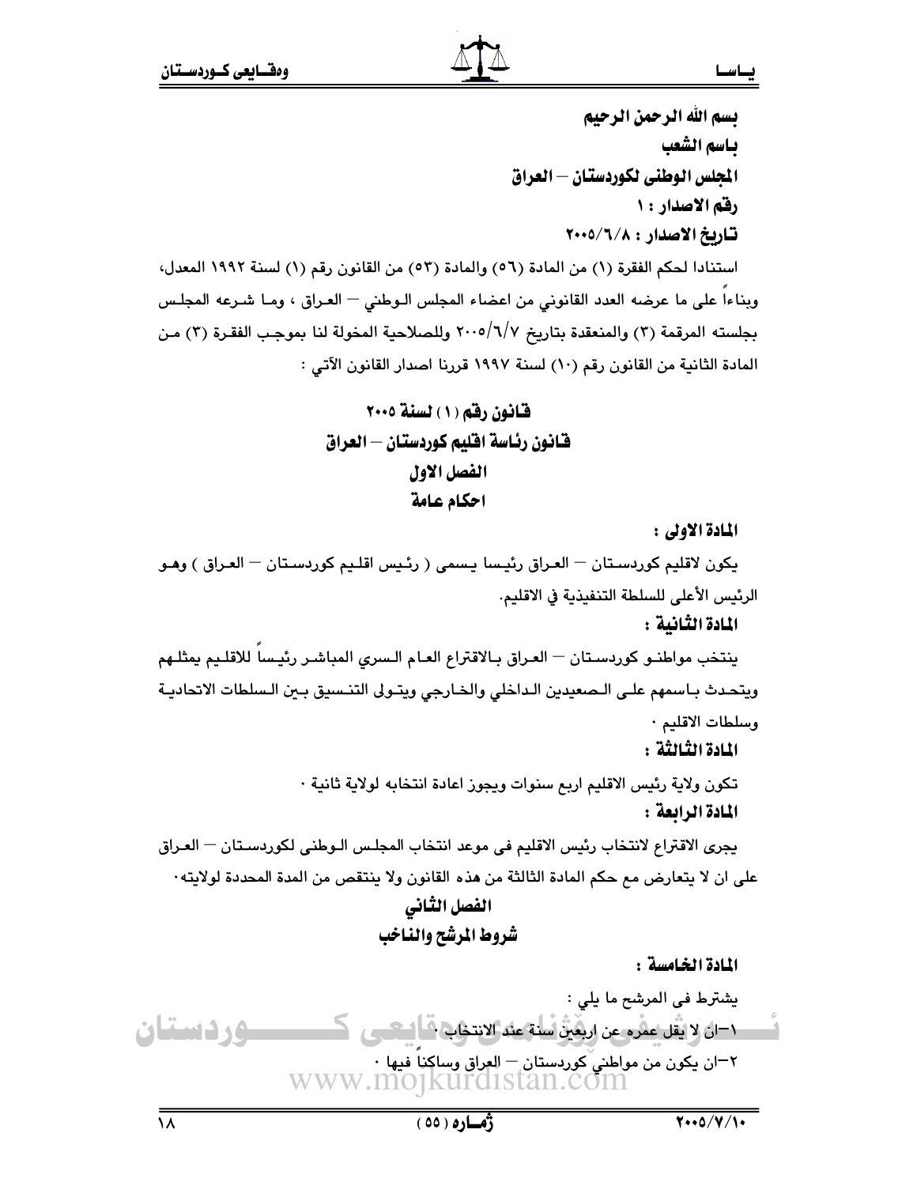بسم الله الرحمن الرحيم

باسم الشعب

المجلس الوطني لكوردستان – العراق

رقم الاصدار : ١

تاريخ الاصدار : ٢٠٠٥/٦/٨

استنادا لحكم الفقرة (١) من المادة (٥٦) والمادة (٥٣) من القانون رقم (١) لسنة ١٩٩٢ المعدل، وبناءاً على ما عرضه العدد القانوني من اعضاء المجلس الوطني – العراق ، وما شرعه المجلس بجلسته المرقمة (٣) والمنعقدة بتاريخ ٢٠٠٥/٦/٧ وللصلاحية المخولة لنا بموجب الفقرة (٣) من المادة الثانية من القانون رقم (١٠) لسنة ١٩٩٧ قررنا اصدار القانون الآتي :

## قانون رقم (١) لسنة ٢٠٠٥

## قانون رئاسة اقليم كوردستان – العراق

### الفصل الاول

### احكام عامة

**المادة الاولى :**

يكون لاقليم كوردستان – العراق رئيسا يسمى ( رئيس اقليم كوردستان – العراق ) وهو الرئيس الأعلى للسلطة التنفيذية في الاقليم.

**المادة الثانية :**

ينتخب مواطنو كوردستان – العراق بالاقتراع العام السري المباشر رئيساً للاقليم يمثلهم ويتحدث باسمهم على الصعيدين الداخلي والخارجي ويتولى التنسيق بين السلطات الاتحادية وسلطات الاقليم ·

**المادة الثالثة :**

تكون ولاية رئيس الاقليم اربع سنوات ويجوز اعادة انتخابه لولاية ثانية ·

**المادة الرابعة :**

يجرى الاقتراع لانتخاب رئيس الاقليم فى موعد انتخاب المجلس الوطنى لكوردستان – العراق على ان لا يتعارض مع حكم المادة الثالثة من هذه القانون ولا ينتقص من المدة المحددة لولايته·

### الفصل الثاني

### شروط المرشح والناخب

**المادة الخامسة :**

يشترط فى المرشح ما يلي :

١–ان لا يقل عمره عن اربعين سنة عند الانتخاب ·

٢–ان يكون من مواطني كوردستان – العراق وساكناً فيها ·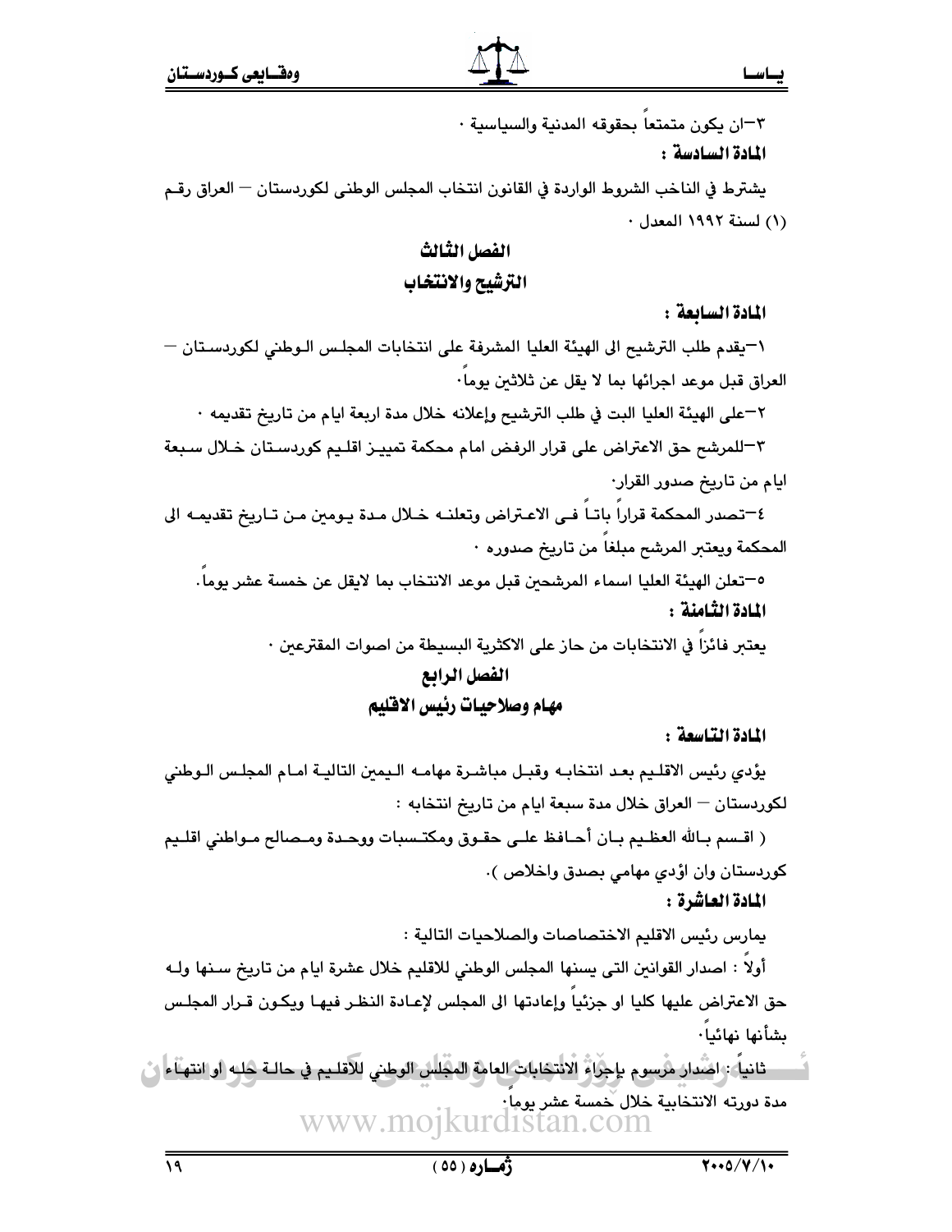٣–ان يكون متمتعاً بحقوقه المدنية والسياسية ٠

**المادة السادسة :**

يشترط في الناخب الشروط الواردة في القانون انتخاب المجلس الوطنى لكوردستان – العراق رقم (١) لسنة ١٩٩٢ المعدل ٠

## الفصل الثالث
## الترشيح والانتخاب

**المادة السابعة :**

١–يقدم طلب الترشيح الى الهيئة العليا المشرفة على انتخابات المجلس الوطني لكوردستان – العراق قبل موعد اجرائها بما لا يقل عن ثلاثين يوماً٠

٢–على الهيئة العليا البت في طلب الترشيح وإعلانه خلال مدة اربعة ايام من تاريخ تقديمه ٠

٣–للمرشح حق الاعتراض على قرار الرفض امام محكمة تمييز اقليم كوردستان خلال سبعة ايام من تاريخ صدور القرار٠

٤–تصدر المحكمة قراراً باتاً في الاعتراض وتعلنه خلال مدة يومين من تاريخ تقديمه الى المحكمة ويعتبر المرشح مبلغاً من تاريخ صدوره ٠

٥–تعلن الهيئة العليا اسماء المرشحين قبل موعد الانتخاب بما لايقل عن خمسة عشر يوماً.

**المادة الثامنة :**

يعتبر فائزاً في الانتخابات من حاز على الاكثرية البسيطة من اصوات المقترعين ٠

## الفصل الرابع
## مهام وصلاحيات رئيس الاقليم

**المادة التاسعة :**

يؤدي رئيس الاقليم بعد انتخابه وقبل مباشرة مهامه اليمين التالية امام المجلس الوطني لكوردستان – العراق خلال مدة سبعة ايام من تاريخ انتخابه :

( اقسم بالله العظيم بان أحافظ على حقوق ومكتسبات ووحدة ومصالح مواطني اقليم كوردستان وان اؤدي مهامي بصدق واخلاص ).

**المادة العاشرة :**

يمارس رئيس الاقليم الاختصاصات والصلاحيات التالية :

أولاً : اصدار القوانين التى يسنها المجلس الوطني للاقليم خلال عشرة ايام من تاريخ سنها وله حق الاعتراض عليها كليا او جزئياً وإعادتها الى المجلس لإعادة النظر فيها ويكون قرار المجلس بشأنها نهائياً٠

ثانياً : اصدار مرسوم بإجراء الانتخابات العامة المجلس الوطني للاقليم في حالة حله او انتهاء مدة دورته الانتخابية خلال خمسة عشر يوماً٠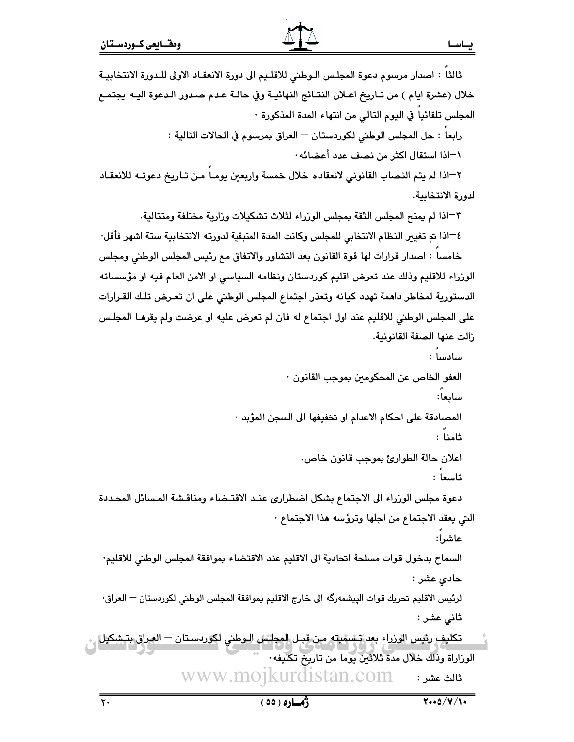ثالثاً : اصدار مرسوم دعوة المجلس الوطني للاقليم الى دورة الانعقاد الاولى للدورة الانتخابية خلال (عشرة ايام ) من تاريخ اعلان النتائج النهائية وفي حالة عدم صدور الدعوة اليه يجتمع المجلس تلقائياً في اليوم التالي من انتهاء المدة المذكورة ٠

رابعاً : حل المجلس الوطني لكوردستان – العراق بمرسوم في الحالات التالية :

١–اذا استقال اكثر من نصف عدد أعضائه٠

٢–اذا لم يتم النصاب القانوني لانعقاده خلال خمسة واربعين يوماً من تاريخ دعوته للانعقاد لدورة الانتخابية.

٣–اذا لم يمنح المجلس الثقة بمجلس الوزراء لثلاث تشكيلات وزارية مختلفة ومتتالية.

٤–اذا تم تغيير النظام الانتخابي للمجلس وكانت المدة المتبقية لدورته الانتخابية ستة اشهر فأقل٠

خامساً : اصدار قرارات لها قوة القانون بعد التشاور والاتفاق مع رئيس المجلس الوطني ومجلس الوزراء للاقليم وذلك عند تعرض اقليم كوردستان ونظامه السياسي او الامن العام فيه او مؤسساته الدستورية لمخاطر داهمة تهدد كيانه وتعذر اجتماع المجلس الوطني على ان تعرض تلك القرارات على المجلس الوطني للاقليم عند اول اجتماع له فان لم تعرض عليه او عرضت ولم يقرها المجلس زالت عنها الصفة القانونية.

سادساً :

العفو الخاص عن المحكومين بموجب القانون ٠

سابعاً:

المصادقة على احكام الاعدام او تخفيفها الى السجن المؤبد ٠

ثامناً :

اعلان حالة الطوارئ بموجب قانون خاص.

تاسعاً :

دعوة مجلس الوزراء الى الاجتماع بشكل اضطرارى عند الاقتضاء ومناقشة المسائل المحددة التي يعقد الاجتماع من اجلها وترؤسه هذا الاجتماع ٠

عاشراً:

السماح بدخول قوات مسلحة اتحادية الى الاقليم عند الاقتضاء بموافقة المجلس الوطني للاقليم٠

حادي عشر :

لرئيس الاقليم تحريك قوات البيشمەرگە الى خارج الاقليم بموافقة المجلس الوطني لكوردستان – العراق٠

ثاني عشر :

تكليف رئيس الوزراء بعد تسميته من قبل المجلس الوطني لكوردستان – العراق بتشكيل الوزارة وذلك خلال مدة ثلاثين يوما من تاريخ تكليفه٠

ثالث عشر :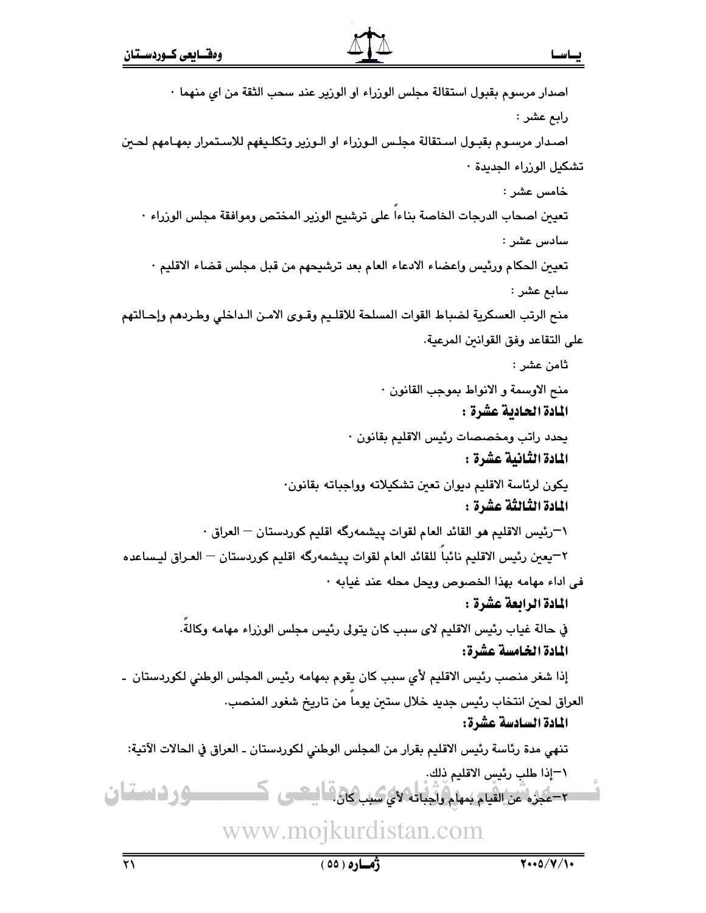اصدار مرسوم بقبول استقالة مجلس الوزراء او الوزير عند سحب الثقة من اي منهما ٠

رابع عشر :

اصدار مرسوم بقبول استقالة مجلس الوزراء او الوزير وتكليفهم للاستمرار بمهامهم لحين تشكيل الوزراء الجديدة ٠

خامس عشر :

تعيين اصحاب الدرجات الخاصة بناءاً على ترشيح الوزير المختص وموافقة مجلس الوزراء ٠

سادس عشر :

تعيين الحكام ورئيس واعضاء الادعاء العام بعد ترشيحهم من قبل مجلس قضاء الاقليم ٠

سابع عشر :

منح الرتب العسكرية لضباط القوات المسلحة للاقليم وقوى الامن الداخلي وطردهم وإحالتهم على التقاعد وفق القوانين المرعية.

ثامن عشر :

منح الاوسمة و الانواط بموجب القانون ٠

**المادة الحادية عشرة :**

يحدد راتب ومخصصات رئيس الاقليم بقانون ٠

**المادة الثانية عشرة :**

يكون لرئاسة الاقليم ديوان تعين تشكيلاته وواجباته بقانون٠

**المادة الثالثة عشرة :**

١–رئيس الاقليم هو القائد العام لقوات پيشمەرگە اقليم كوردستان – العراق ٠

٢–يعين رئيس الاقليم نائباً للقائد العام لقوات پيشمەرگە اقليم كوردستان – العراق ليساعده في اداء مهامه بهذا الخصوص ويحل محله عند غيابه ٠

**المادة الرابعة عشرة :**

في حالة غياب رئيس الاقليم لاى سبب كان يتولى رئيس مجلس الوزراء مهامه وكالةً.

**المادة الخامسة عشرة:**

إذا شغر منصب رئيس الاقليم لأي سبب كان يقوم بمهامه رئيس المجلس الوطني لكوردستان - العراق لحين انتخاب رئيس جديد خلال ستين يوماً من تاريخ شغور المنصب.

**المادة السادسة عشرة:**

تنهي مدة رئاسة رئيس الاقليم بقرار من المجلس الوطني لكوردستان ـ العراق في الحالات الآتية:

١–إذا طلب رئيس الاقليم ذلك.

٢–عجزه عن القيام بمهام واجباته لأي سبب كان.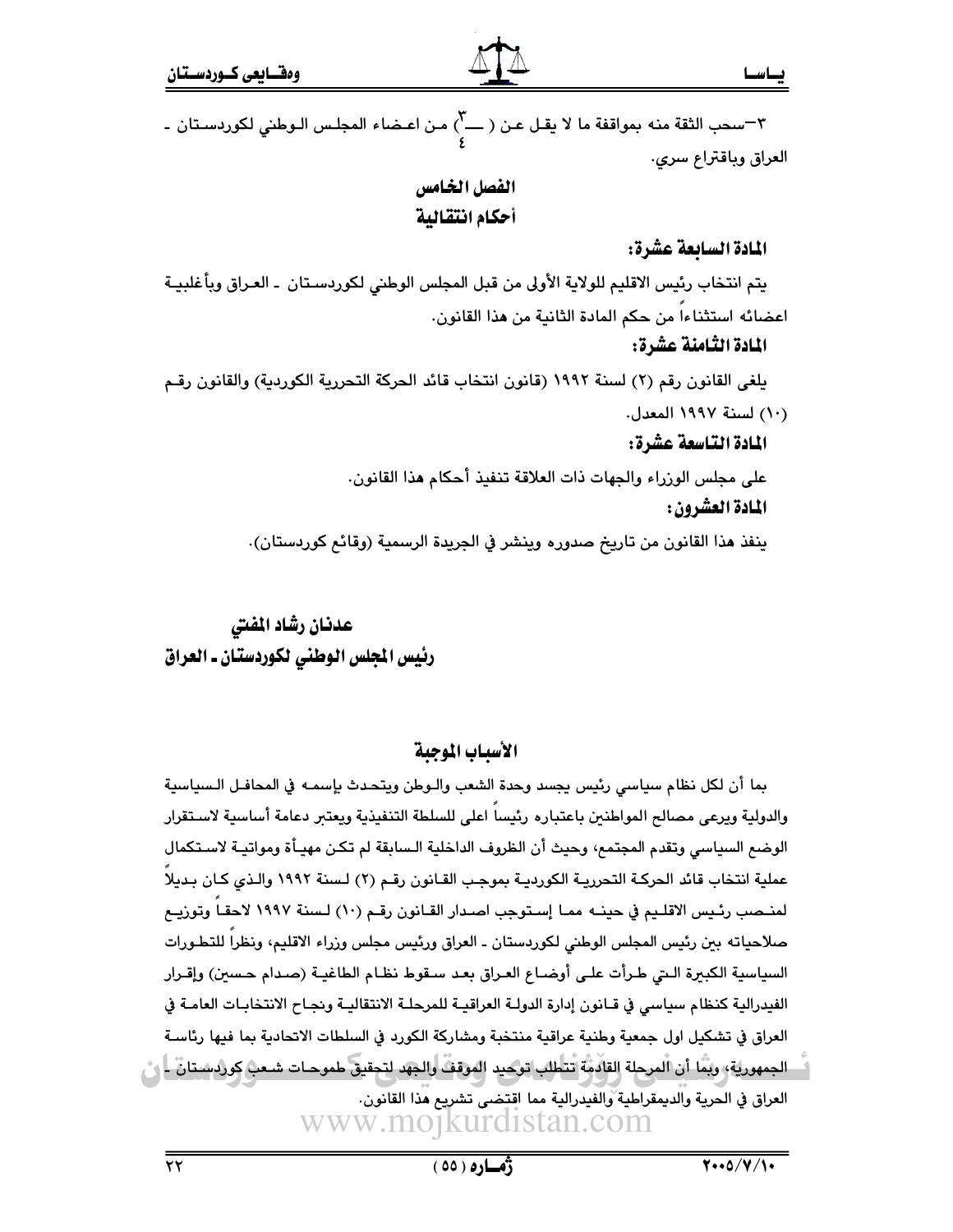٣–سحب الثقة منه بموافقة ما لا يقل عن (٣/٤) من اعضاء المجلس الوطني لكوردستان ـ العراق وباقتراع سري.

## الفصل الخامس
## أحكام انتقالية

**المادة السابعة عشرة:**

يتم انتخاب رئيس الاقليم للولاية الأولى من قبل المجلس الوطني لكوردستان ـ العراق وبأغلبية اعضائه استثناءاً من حكم المادة الثانية من هذا القانون.

**المادة الثامنة عشرة:**

يلغى القانون رقم (٢) لسنة ١٩٩٢ (قانون انتخاب قائد الحركة التحررية الكوردية) والقانون رقم (١٠) لسنة ١٩٩٧ المعدل.

**المادة التاسعة عشرة:**

على مجلس الوزراء والجهات ذات العلاقة تنفيذ أحكام هذا القانون.

**المادة العشرون:**

ينفذ هذا القانون من تاريخ صدوره وينشر في الجريدة الرسمية (وقائع كوردستان).

**عدنان رشاد المفتي**
**رئيس المجلس الوطني لكوردستان ـ العراق**

## الأسباب الموجبة

بما أن لكل نظام سياسي رئيس يجسد وحدة الشعب والوطن ويتحدث بإسمه في المحافل السياسية والدولية ويرعى مصالح المواطنين باعتباره رئيساً اعلى للسلطة التنفيذية ويعتبر دعامة أساسية لاستقرار الوضع السياسي وتقدم المجتمع، وحيث أن الظروف الداخلية السابقة لم تكن مهيأة ومواتية لاستكمال عملية انتخاب قائد الحركة التحررية الكوردية بموجب القانون رقم (٢) لسنة ١٩٩٢ والذي كان بديلاً لمنصب رئيس الاقليم في حينه مما إستوجب اصدار القانون رقم (١٠) لسنة ١٩٩٧ لاحقاً وتوزيع صلاحياته بين رئيس المجلس الوطني لكوردستان ـ العراق ورئيس مجلس وزراء الاقليم، ونظراً للتطورات السياسية الكبيرة التي طرأت على أوضاع العراق بعد سقوط نظام الطاغية (صدام حسين) وإقرار الفيدرالية كنظام سياسي في قانون إدارة الدولة العراقية للمرحلة الانتقالية ونجاح الانتخابات العامة في العراق في تشكيل اول جمعية وطنية عراقية منتخبة ومشاركة الكورد في السلطات الاتحادية بما فيها رئاسة الجمهورية، وبما أن المرحلة القادمة تتطلب توحيد الموقف والجهد لتحقيق طموحات شعب كوردستان ـ العراق في الحرية والديمقراطية والفيدرالية مما اقتضى تشريع هذا القانون.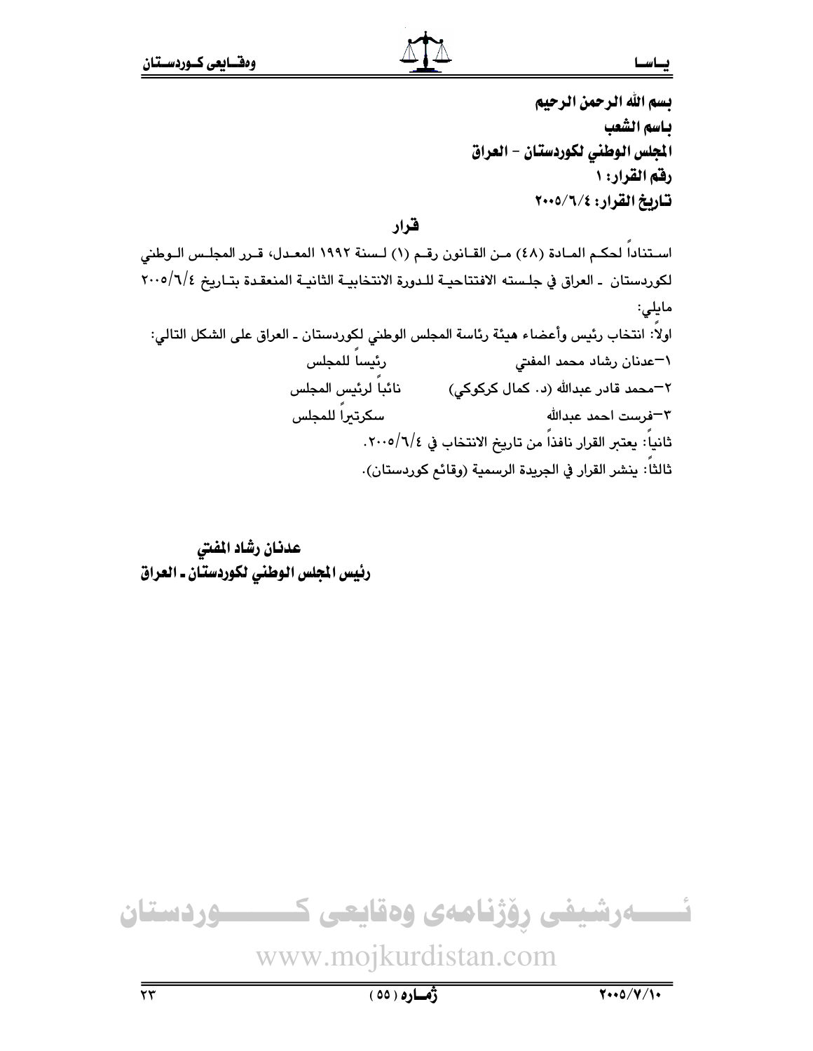**بسم الله الرحمن الرحيم**
**باسم الشعب**
**المجلس الوطني لكوردستان – العراق**
**رقم القرار: ١**
**تاريخ القرار: ٢٠٠٥/٦/٤**

## قرار

استناداً لحكم المادة (٤٨) من القانون رقم (١) لسنة ١٩٩٢ المعدل، قرر المجلس الوطني لكوردستان ـ العراق في جلسته الافتتاحية للدورة الانتخابية الثانية المنعقدة بتاريخ ٢٠٠٥/٦/٤ مايلي:

اولاً: انتخاب رئيس وأعضاء هيئة رئاسة المجلس الوطني لكوردستان ـ العراق على الشكل التالي:

١–عدنان رشاد محمد المفتي رئيساً للمجلس

٢–محمد قادر عبدالله (د. كمال كركوكي) نائباً لرئيس المجلس

٣–فرست احمد عبدالله سكرتيراً للمجلس

ثانياً: يعتبر القرار نافذاً من تاريخ الانتخاب في ٢٠٠٥/٦/٤.

ثالثاً: ينشر القرار في الجريدة الرسمية (وقائع كوردستان).

**عدنان رشاد المفتي**
**رئيس المجلس الوطني لكوردستان ـ العراق**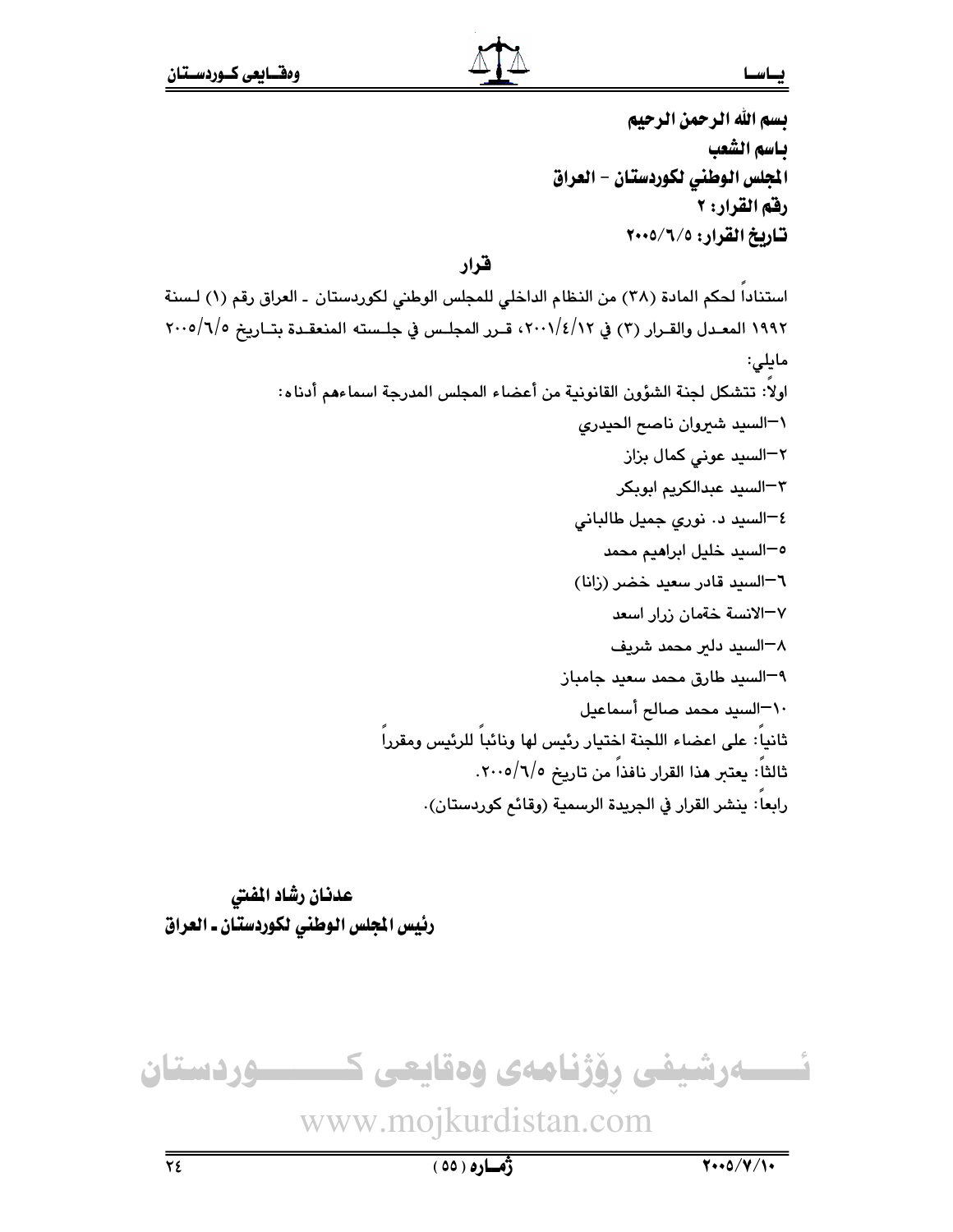بسم الله الرحمن الرحيم
باسم الشعب
المجلس الوطني لكوردستان – العراق
رقم القرار: ٢
تاريخ القرار: ٢٠٠٥/٦/٥

## قرار

استناداً لحكم المادة (٣٨) من النظام الداخلي للمجلس الوطني لكوردستان ـ العراق رقم (١) لسنة ١٩٩٢ المعدل والقرار (٣) في ٢٠٠١/٤/١٢، قرر المجلس في جلسته المنعقدة بتاريخ ٢٠٠٥/٦/٥ مايلي:

اولاً: تتشكل لجنة الشؤون القانونية من أعضاء المجلس المدرجة اسماءهم أدناه:

١–السيد شيروان ناصح الحيدري
٢–السيد عوني كمال بزاز
٣–السيد عبدالكريم ابوبكر
٤–السيد د. نوري جميل طالباني
٥–السيد خليل ابراهيم محمد
٦–السيد قادر سعيد خضر (زانا)
٧–الانسة خةمان زرار اسعد
٨–السيد دلير محمد شريف
٩–السيد طارق محمد سعيد جامباز
١٠–السيد محمد صالح أسماعيل

ثانياً: على اعضاء اللجنة اختيار رئيس لها ونائباً للرئيس ومقرراً
ثالثاً: يعتبر هذا القرار نافذاً من تاريخ ٢٠٠٥/٦/٥.
رابعاً: ينشر القرار في الجريدة الرسمية (وقائع كوردستان).

**عدنان رشاد المفتي**
**رئيس المجلس الوطني لكوردستان ـ العراق**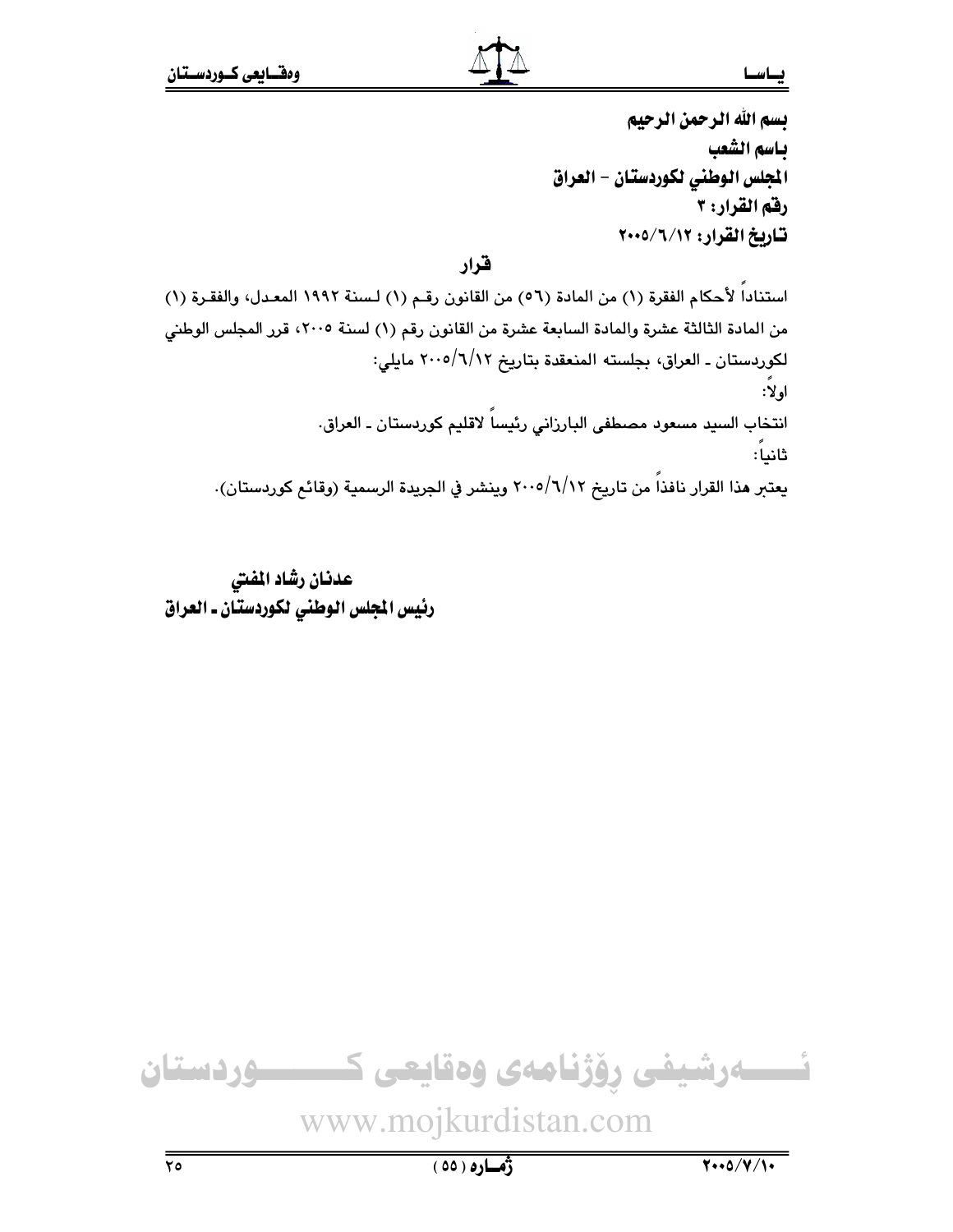بسم الله الرحمن الرحيم

باسم الشعب

المجلس الوطني لكوردستان – العراق

رقم القرار: ٣

تاريخ القرار: ٢٠٠٥/٦/١٢

## قرار

استناداً لأحكام الفقرة (١) من المادة (٥٦) من القانون رقم (١) لسنة ١٩٩٢ المعدل، والفقرة (١) من المادة الثالثة عشرة والمادة السابعة عشرة من القانون رقم (١) لسنة ٢٠٠٥، قرر المجلس الوطني لكوردستان ـ العراق، بجلسته المنعقدة بتاريخ ٢٠٠٥/٦/١٢ مايلي:

اولاً:

انتخاب السيد مسعود مصطفى البارزاني رئيساً لاقليم كوردستان ـ العراق.

ثانياً:

يعتبر هذا القرار نافذاً من تاريخ ٢٠٠٥/٦/١٢ وينشر في الجريدة الرسمية (وقائع كوردستان).

**عدنان رشاد المفتي**

**رئيس المجلس الوطني لكوردستان ـ العراق**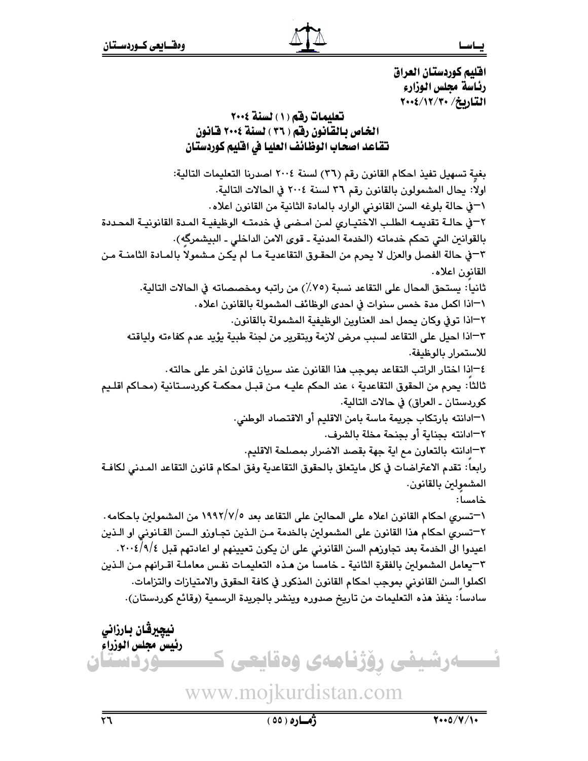اقليم كوردستان العراق
رئاسة مجلس الوزراء
التاريخ/ ٢٠٠٤/١٢/٣٠

## تعليمات رقم (١) لسنة ٢٠٠٤
## الخاص بالقانون رقم (٣٦) لسنة ٢٠٠٤ قانون
## تقاعد اصحاب الوظائف العليا في اقليم كوردستان

بغية تسهيل تفيذ احكام القانون رقم (٣٦) لسنة ٢٠٠٤ اصدرنا التعليمات التالية:

اولا: يحال المشمولون بالقانون رقم ٣٦ لسنة ٢٠٠٤ في الحالات التالية.

١-في حالة بلوغه السن القانوني الوارد بالمادة الثانية من القانون اعلاه.

٢-في حالة تقديمه الطلب الاختياري لمن امضى في خدمته الوظيفية المدة القانونية المحددة بالقوانين التي تحكم خدماته (الخدمة المدنية ـ قوى الامن الداخلي ـ البيشمرگه).

٣-في حالة الفصل والعزل لا يحرم من الحقوق التقاعدية ما لم يكن مشمولاً بالمادة الثامنة من القانون اعلاه.

ثانياً: يستحق المحال على التقاعد نسبة (٧٥٪) من راتبه ومخصصاته في الحالات التالية.

١-اذا اكمل مدة خمس سنوات في احدى الوظائف المشمولة بالقانون اعلاه.

٢-اذا توفي وكان يحمل احد العناوين الوظيفية المشمولة بالقانون.

٣-اذا احيل على التقاعد لسبب مرض لازمة وبتقرير من لجنة طبية يؤيد عدم كفاءته ولياقته للاستمرار بالوظيفة.

٤-اذا اختار الراتب التقاعد بموجب هذا القانون عند سريان قانون اخر على حالته.

ثالثاً: يحرم من الحقوق التقاعدية ، عند الحكم عليه من قبل محكمة كوردستانية (محاكم اقليم كوردستان ـ العراق) في حالات التالية.

١-ادانته بارتكاب جريمة ماسة بامن الاقليم أو الاقتصاد الوطني.

٢-ادانته بجناية أو بجنحة مخلة بالشرف.

٣-ادانته بالتعاون مع اية جهة بقصد الاضرار بمصلحة الاقليم.

رابعاً: تقدم الاعتراضات في كل مايتعلق بالحقوق التقاعدية وفق احكام قانون التقاعد المدني لكافة المشمولين بالقانون.

خامساً:

١-تسري احكام القانون اعلاه على المحالين على التقاعد بعد ١٩٩٢/٧/٥ من المشمولين باحكامه.

٢-تسري احكام هذا القانون على المشمولين بالخدمة من الذين تجاوزو السن القانوني او الذين اعيدوا الى الخدمة بعد تجاوزهم السن القانوني على ان يكون تعيينهم او اعادتهم قبل ٢٠٠٤/٩/٤.

٣-يعامل المشمولين بالفقرة الثانية ـ خامسا من هذه التعليمات نفس معاملة اقرانهم من الذين اكملوا السن القانوني بموجب احكام القانون المذكور في كافة الحقوق والامتيازات والتزامات.

سادساً: ينفذ هذه التعليمات من تاريخ صدوره وينشر بالجريدة الرسمية (وقائع كوردستان).

**نيچيرڤان بارزاني**
**رئيس مجلس الوزراء**